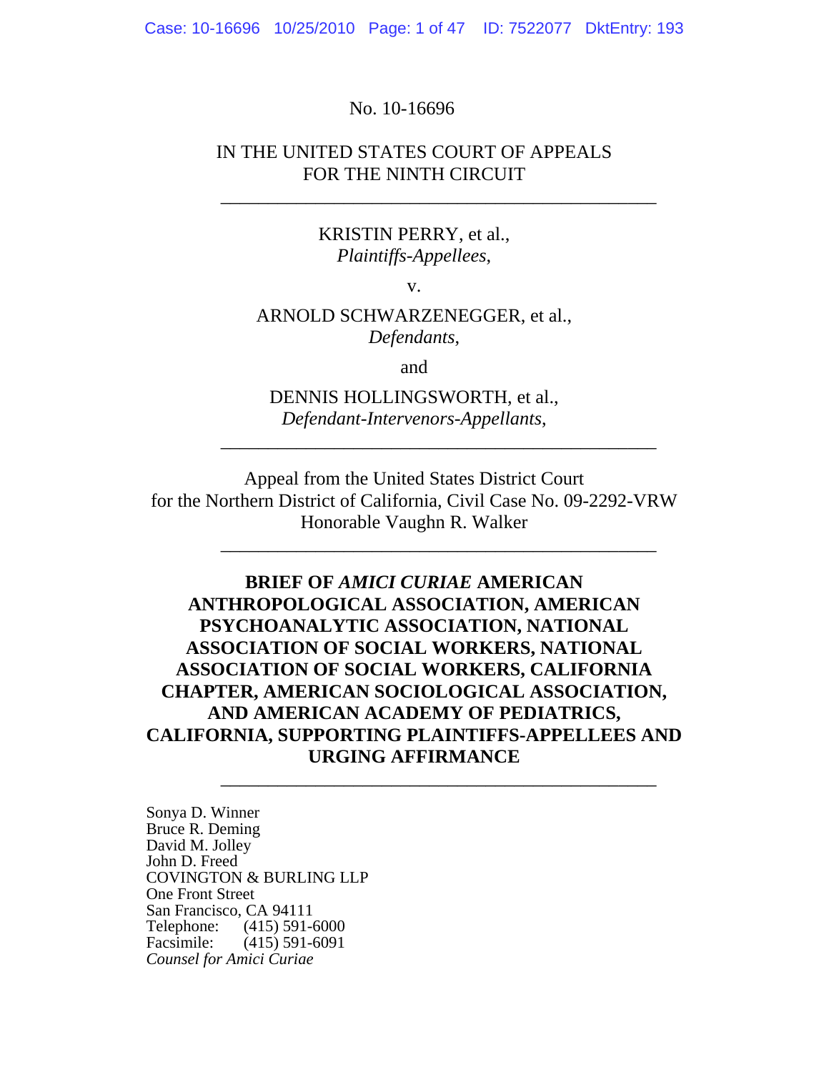No. 10-16696

IN THE UNITED STATES COURT OF APPEALS
FOR THE NINTH CIRCUIT

---

KRISTIN PERRY, et al.,
*Plaintiffs-Appellees*,

v.

ARNOLD SCHWARZENEGGER, et al.,
*Defendants*,

and

DENNIS HOLLINGSWORTH, et al.,
*Defendant-Intervenors-Appellants*,

---

Appeal from the United States District Court
for the Northern District of California, Civil Case No. 09-2292-VRW
Honorable Vaughn R. Walker

---

**BRIEF OF *AMICI CURIAE* AMERICAN ANTHROPOLOGICAL ASSOCIATION, AMERICAN PSYCHOANALYTIC ASSOCIATION, NATIONAL ASSOCIATION OF SOCIAL WORKERS, NATIONAL ASSOCIATION OF SOCIAL WORKERS, CALIFORNIA CHAPTER, AMERICAN SOCIOLOGICAL ASSOCIATION, AND AMERICAN ACADEMY OF PEDIATRICS, CALIFORNIA, SUPPORTING PLAINTIFFS-APPELLEES AND URGING AFFIRMANCE**

---

Sonya D. Winner
Bruce R. Deming
David M. Jolley
John D. Freed
COVINGTON & BURLING LLP
One Front Street
San Francisco, CA 94111
Telephone: (415) 591-6000
Facsimile: (415) 591-6091
*Counsel for Amici Curiae*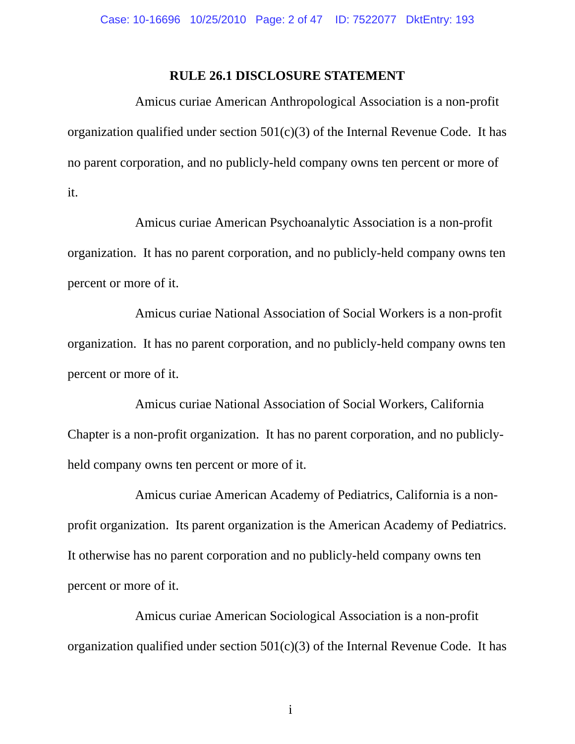**RULE 26.1 DISCLOSURE STATEMENT**

Amicus curiae American Anthropological Association is a non-profit organization qualified under section 501(c)(3) of the Internal Revenue Code. It has no parent corporation, and no publicly-held company owns ten percent or more of it.

Amicus curiae American Psychoanalytic Association is a non-profit organization. It has no parent corporation, and no publicly-held company owns ten percent or more of it.

Amicus curiae National Association of Social Workers is a non-profit organization. It has no parent corporation, and no publicly-held company owns ten percent or more of it.

Amicus curiae National Association of Social Workers, California Chapter is a non-profit organization. It has no parent corporation, and no publicly-held company owns ten percent or more of it.

Amicus curiae American Academy of Pediatrics, California is a non-profit organization. Its parent organization is the American Academy of Pediatrics. It otherwise has no parent corporation and no publicly-held company owns ten percent or more of it.

Amicus curiae American Sociological Association is a non-profit organization qualified under section 501(c)(3) of the Internal Revenue Code. It has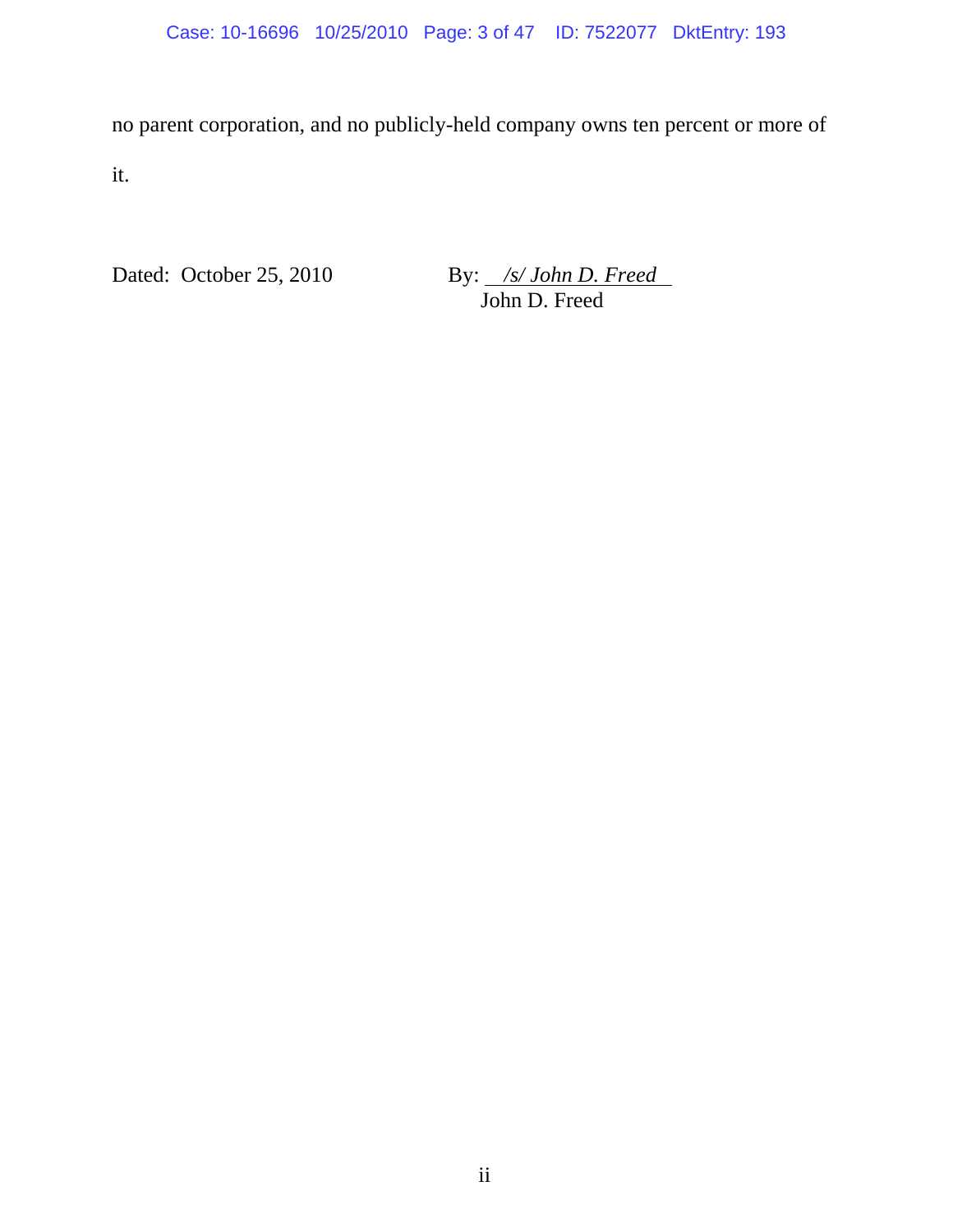no parent corporation, and no publicly-held company owns ten percent or more of it.

Dated: October 25, 2010

By: *<u>/s/ John D. Freed</u>*
John D. Freed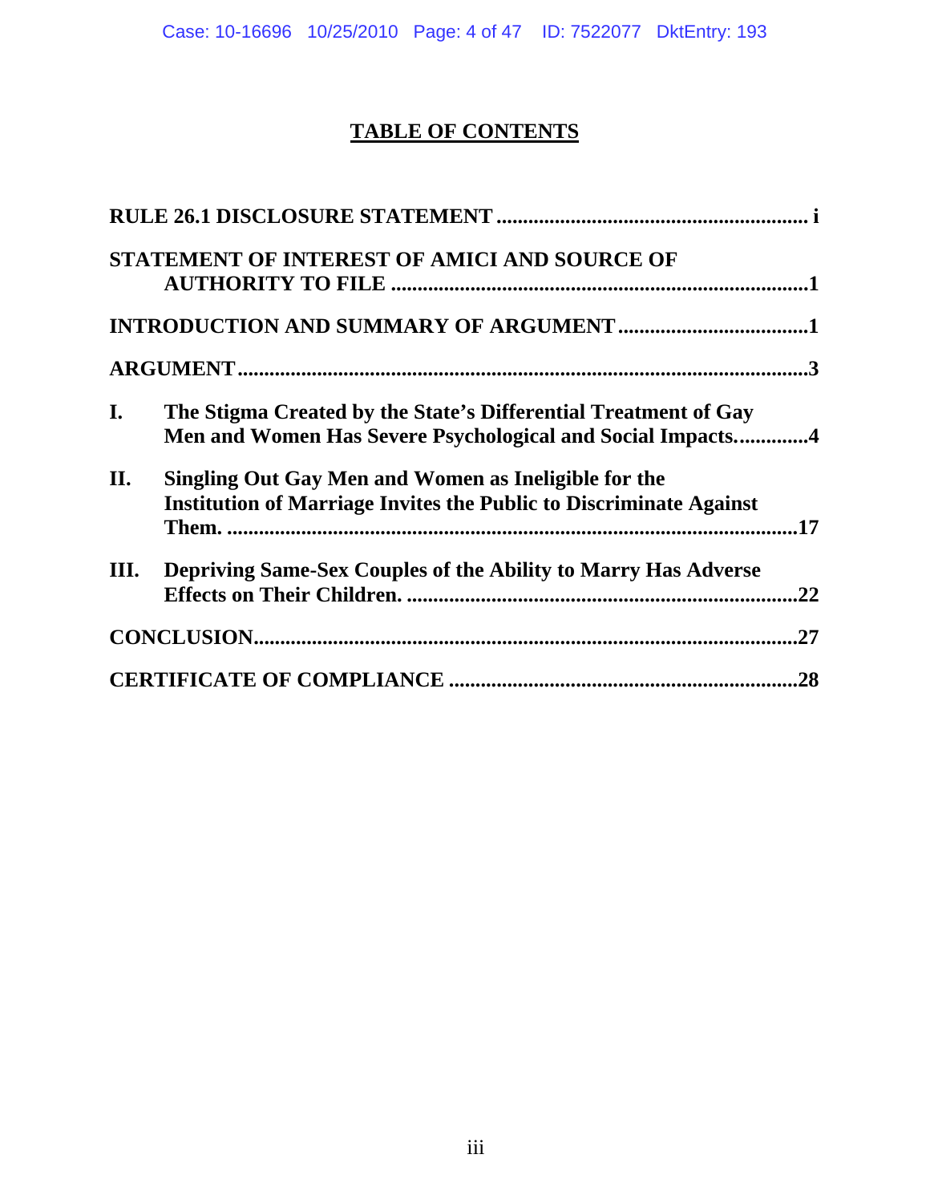# TABLE OF CONTENTS

| | |
|---|---|
| **RULE 26.1 DISCLOSURE STATEMENT** | **i** |
| **STATEMENT OF INTEREST OF AMICI AND SOURCE OF AUTHORITY TO FILE** | **1** |
| **INTRODUCTION AND SUMMARY OF ARGUMENT** | **1** |
| **ARGUMENT** | **3** |
| **I. The Stigma Created by the State's Differential Treatment of Gay Men and Women Has Severe Psychological and Social Impacts.** | **4** |
| **II. Singling Out Gay Men and Women as Ineligible for the Institution of Marriage Invites the Public to Discriminate Against Them.** | **17** |
| **III. Depriving Same-Sex Couples of the Ability to Marry Has Adverse Effects on Their Children.** | **22** |
| **CONCLUSION** | **27** |
| **CERTIFICATE OF COMPLIANCE** | **28** |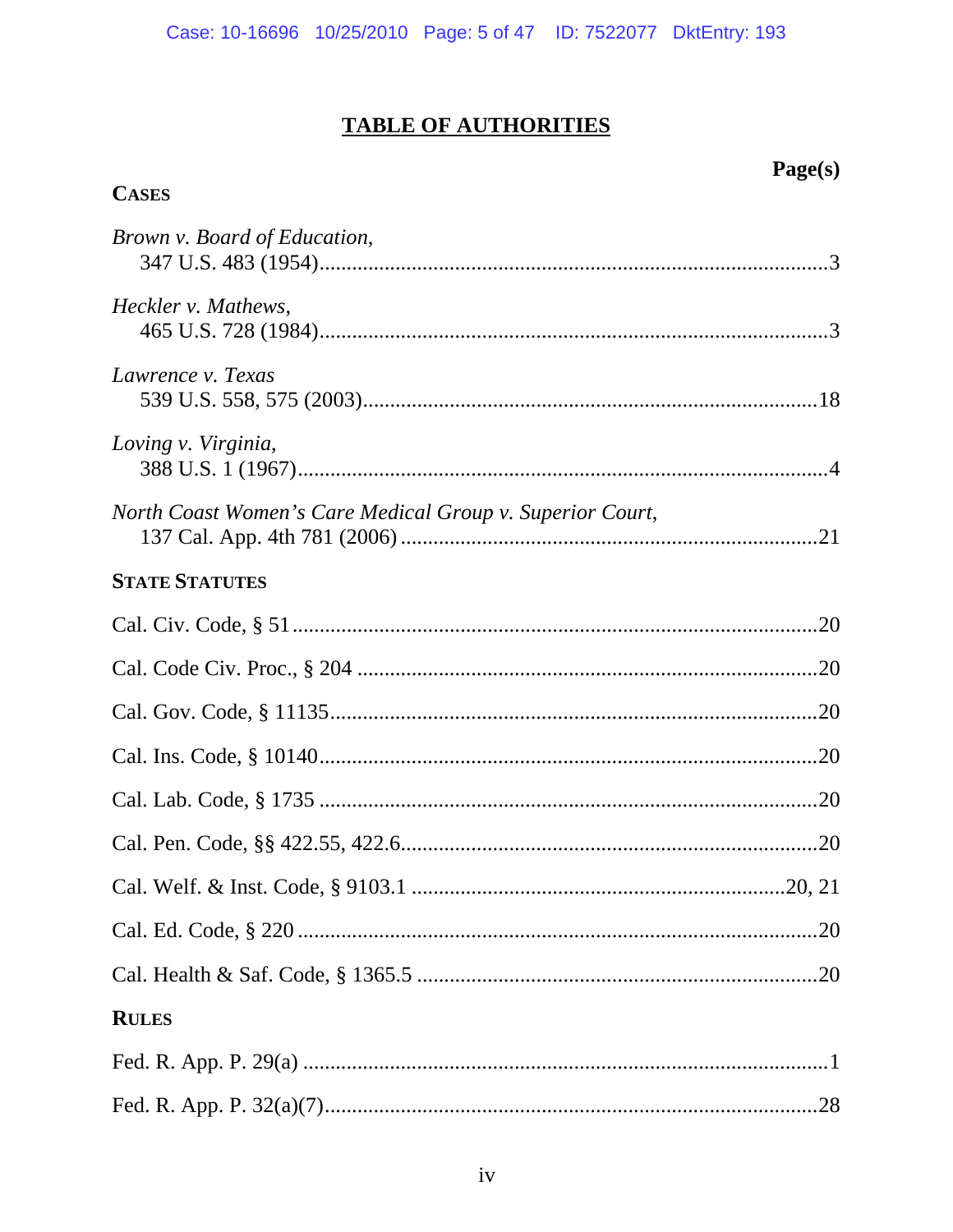# TABLE OF AUTHORITIES

**Page(s)**

**CASES**

*Brown v. Board of Education*,
347 U.S. 483 (1954)....................................................................................3

*Heckler v. Mathews*,
465 U.S. 728 (1984)....................................................................................3

*Lawrence v. Texas*
539 U.S. 558, 575 (2003)..........................................................................18

*Loving v. Virginia*,
388 U.S. 1 (1967)........................................................................................4

*North Coast Women's Care Medical Group v. Superior Court*,
137 Cal. App. 4th 781 (2006) ....................................................................21

**STATE STATUTES**

Cal. Civ. Code, § 51........................................................................................20

Cal. Code Civ. Proc., § 204 ............................................................................20

Cal. Gov. Code, § 11135..................................................................................20

Cal. Ins. Code, § 10140....................................................................................20

Cal. Lab. Code, § 1735 ....................................................................................20

Cal. Pen. Code, §§ 422.55, 422.6.....................................................................20

Cal. Welf. & Inst. Code, § 9103.1 ............................................................20, 21

Cal. Ed. Code, § 220 ........................................................................................20

Cal. Health & Saf. Code, § 1365.5 ..................................................................20

**RULES**

Fed. R. App. P. 29(a) ........................................................................................1

Fed. R. App. P. 32(a)(7)..................................................................................28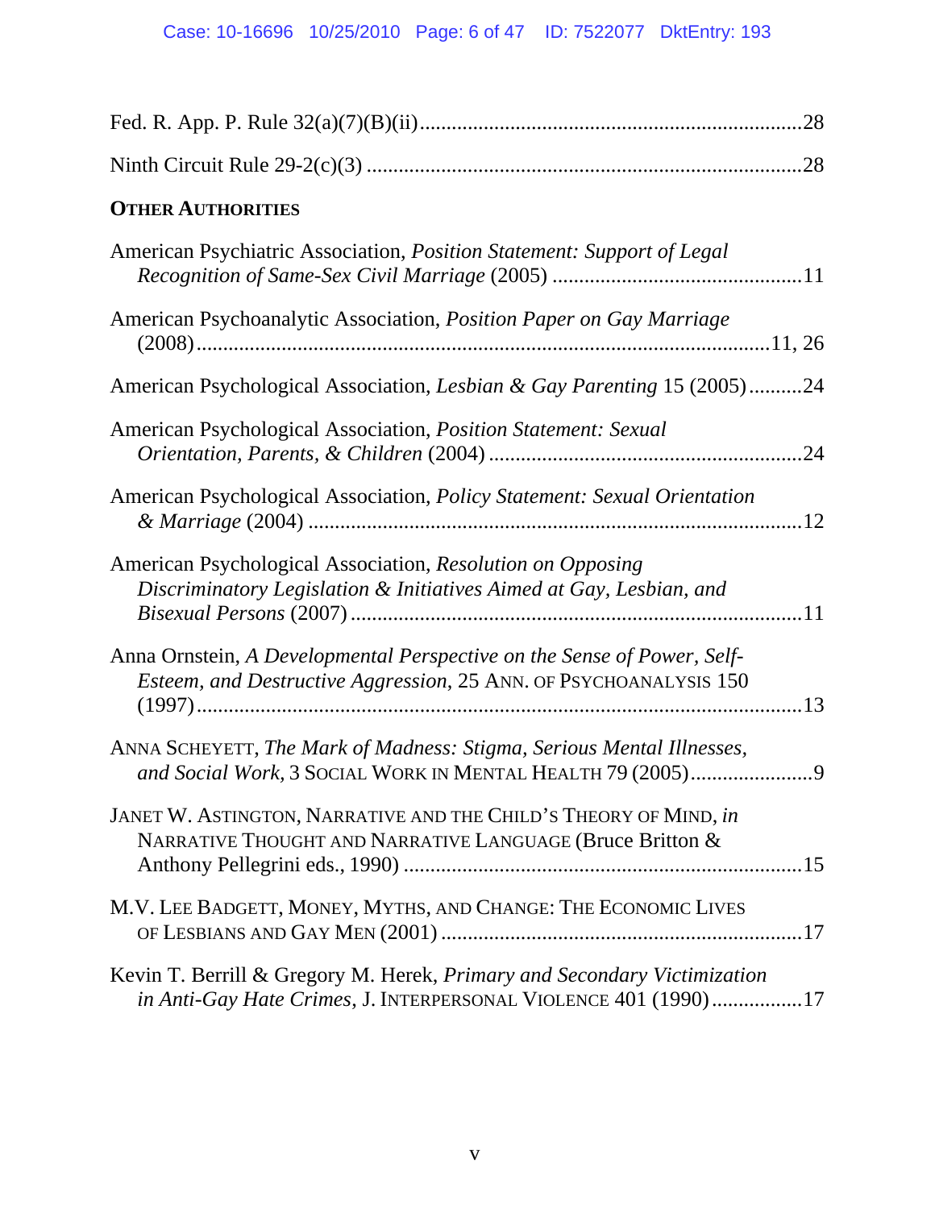Fed. R. App. P. Rule 32(a)(7)(B)(ii).......................................................................28

Ninth Circuit Rule 29-2(c)(3) .................................................................................28

**OTHER AUTHORITIES**

American Psychiatric Association, *Position Statement: Support of Legal Recognition of Same-Sex Civil Marriage* (2005) ..............................................11

American Psychoanalytic Association, *Position Paper on Gay Marriage* (2008)..........................................................................................................11, 26

American Psychological Association, *Lesbian & Gay Parenting* 15 (2005)..........24

American Psychological Association, *Position Statement: Sexual Orientation, Parents, & Children* (2004) ..........................................................24

American Psychological Association, *Policy Statement: Sexual Orientation & Marriage* (2004) ...........................................................................................12

American Psychological Association, *Resolution on Opposing Discriminatory Legislation & Initiatives Aimed at Gay, Lesbian, and Bisexual Persons* (2007) ....................................................................................11

Anna Ornstein, *A Developmental Perspective on the Sense of Power, Self-Esteem, and Destructive Aggression*, 25 ANN. OF PSYCHOANALYSIS 150 (1997)..................................................................................................................13

ANNA SCHEYETT, *The Mark of Madness: Stigma, Serious Mental Illnesses, and Social Work*, 3 SOCIAL WORK IN MENTAL HEALTH 79 (2005).......................9

JANET W. ASTINGTON, NARRATIVE AND THE CHILD'S THEORY OF MIND, *in* NARRATIVE THOUGHT AND NARRATIVE LANGUAGE (Bruce Britton & Anthony Pellegrini eds., 1990) .........................................................................15

M.V. LEE BADGETT, MONEY, MYTHS, AND CHANGE: THE ECONOMIC LIVES OF LESBIANS AND GAY MEN (2001) ...................................................................17

Kevin T. Berrill & Gregory M. Herek, *Primary and Secondary Victimization in Anti-Gay Hate Crimes*, J. INTERPERSONAL VIOLENCE 401 (1990).................17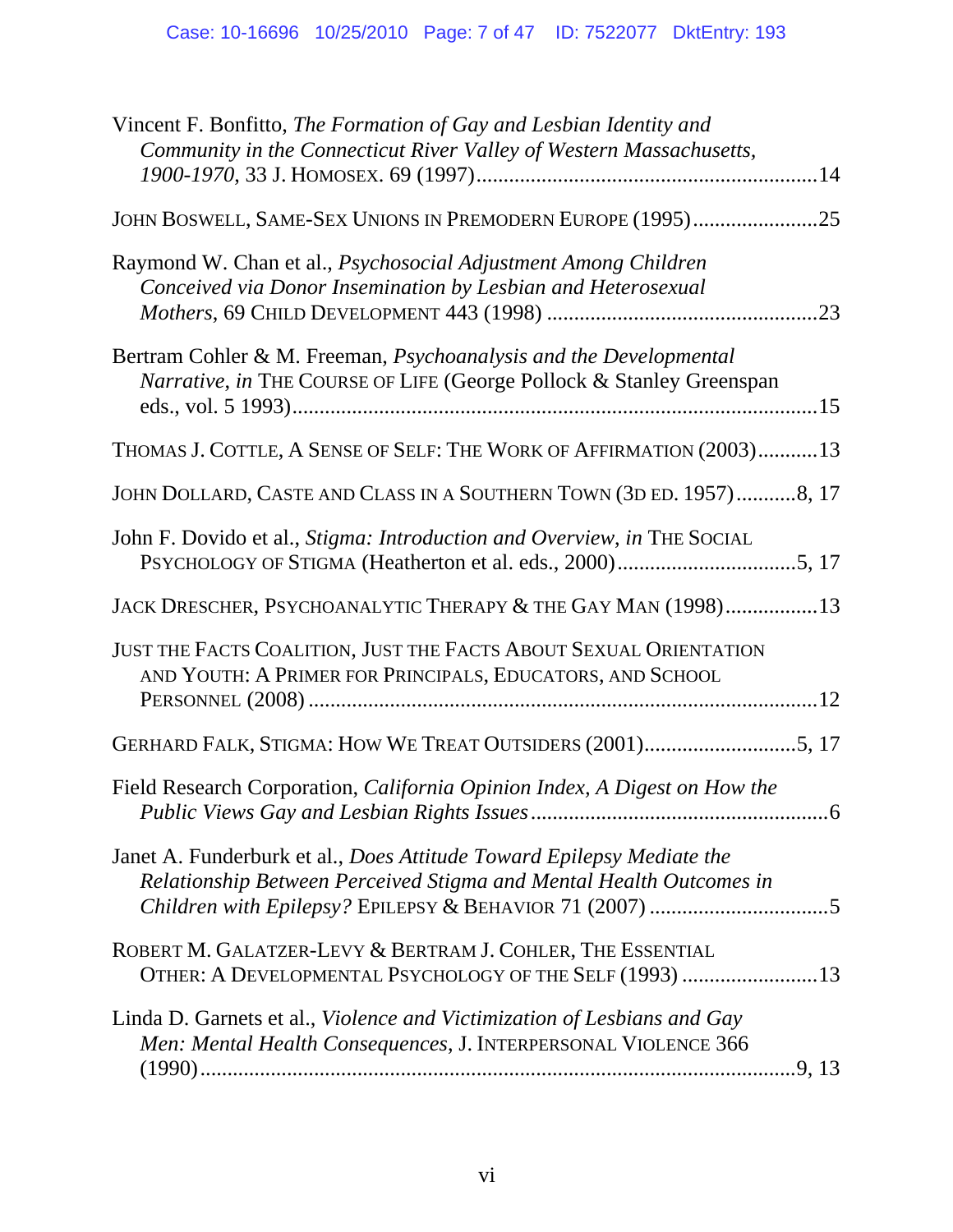Vincent F. Bonfitto, *The Formation of Gay and Lesbian Identity and Community in the Connecticut River Valley of Western Massachusetts, 1900-1970*, 33 J. HOMOSEX. 69 (1997)..............................................................14

JOHN BOSWELL, SAME-SEX UNIONS IN PREMODERN EUROPE (1995).......................25

Raymond W. Chan et al., *Psychosocial Adjustment Among Children Conceived via Donor Insemination by Lesbian and Heterosexual Mothers*, 69 CHILD DEVELOPMENT 443 (1998) .................................................23

Bertram Cohler & M. Freeman, *Psychoanalysis and the Developmental Narrative, in* THE COURSE OF LIFE (George Pollock & Stanley Greenspan eds., vol. 5 1993).................................................................................................15

THOMAS J. COTTLE, A SENSE OF SELF: THE WORK OF AFFIRMATION (2003)...........13

JOHN DOLLARD, CASTE AND CLASS IN A SOUTHERN TOWN (3D ED. 1957)...........8, 17

John F. Dovido et al., *Stigma: Introduction and Overview, in* THE SOCIAL PSYCHOLOGY OF STIGMA (Heatherton et al. eds., 2000).................................5, 17

JACK DRESCHER, PSYCHOANALYTIC THERAPY & THE GAY MAN (1998)................13

JUST THE FACTS COALITION, JUST THE FACTS ABOUT SEXUAL ORIENTATION AND YOUTH: A PRIMER FOR PRINCIPALS, EDUCATORS, AND SCHOOL PERSONNEL (2008) ............................................................................................12

GERHARD FALK, STIGMA: HOW WE TREAT OUTSIDERS (2001)............................5, 17

Field Research Corporation, *California Opinion Index, A Digest on How the Public Views Gay and Lesbian Rights Issues*.......................................................6

Janet A. Funderburk et al., *Does Attitude Toward Epilepsy Mediate the Relationship Between Perceived Stigma and Mental Health Outcomes in Children with Epilepsy?* EPILEPSY & BEHAVIOR 71 (2007) ................................5

ROBERT M. GALATZER-LEVY & BERTRAM J. COHLER, THE ESSENTIAL OTHER: A DEVELOPMENTAL PSYCHOLOGY OF THE SELF (1993) .........................13

Linda D. Garnets et al., *Violence and Victimization of Lesbians and Gay Men: Mental Health Consequences*, J. INTERPERSONAL VIOLENCE 366 (1990).............................................................................................................9, 13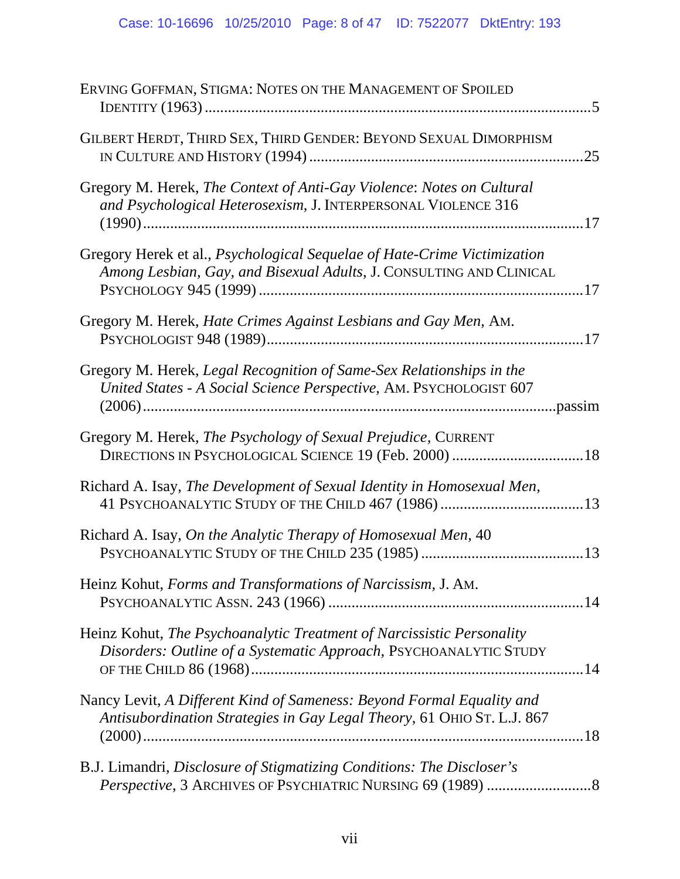ERVING GOFFMAN, STIGMA: NOTES ON THE MANAGEMENT OF SPOILED IDENTITY (1963) ....................................................................................................5

GILBERT HERDT, THIRD SEX, THIRD GENDER: BEYOND SEXUAL DIMORPHISM IN CULTURE AND HISTORY (1994) ........................................................................25

Gregory M. Herek, *The Context of Anti-Gay Violence*: *Notes on Cultural and Psychological Heterosexism*, J. INTERPERSONAL VIOLENCE 316 (1990) ..................................................................................................................17

Gregory Herek et al., *Psychological Sequelae of Hate-Crime Victimization Among Lesbian, Gay, and Bisexual Adults*, J. CONSULTING AND CLINICAL PSYCHOLOGY 945 (1999) ....................................................................................17

Gregory M. Herek, *Hate Crimes Against Lesbians and Gay Men,* AM. PSYCHOLOGIST 948 (1989)..................................................................................17

Gregory M. Herek, *Legal Recognition of Same-Sex Relationships in the United States - A Social Science Perspective,* AM. PSYCHOLOGIST 607 (2006)...........................................................................................................passim

Gregory M. Herek, *The Psychology of Sexual Prejudice,* CURRENT DIRECTIONS IN PSYCHOLOGICAL SCIENCE 19 (Feb. 2000) ..................................18

Richard A. Isay, *The Development of Sexual Identity in Homosexual Men,* 41 PSYCHOANALYTIC STUDY OF THE CHILD 467 (1986) .....................................13

Richard A. Isay, *On the Analytic Therapy of Homosexual Men*, 40 PSYCHOANALYTIC STUDY OF THE CHILD 235 (1985) ..........................................13

Heinz Kohut, *Forms and Transformations of Narcissism,* J. AM. PSYCHOANALYTIC ASSN. 243 (1966) ..................................................................14

Heinz Kohut, *The Psychoanalytic Treatment of Narcissistic Personality Disorders: Outline of a Systematic Approach,* PSYCHOANALYTIC STUDY OF THE CHILD 86 (1968)......................................................................................14

Nancy Levit, *A Different Kind of Sameness: Beyond Formal Equality and Antisubordination Strategies in Gay Legal Theory*, 61 OHIO ST. L.J. 867 (2000)..................................................................................................................18

B.J. Limandri, *Disclosure of Stigmatizing Conditions: The Discloser's Perspective*, 3 ARCHIVES OF PSYCHIATRIC NURSING 69 (1989) ...........................8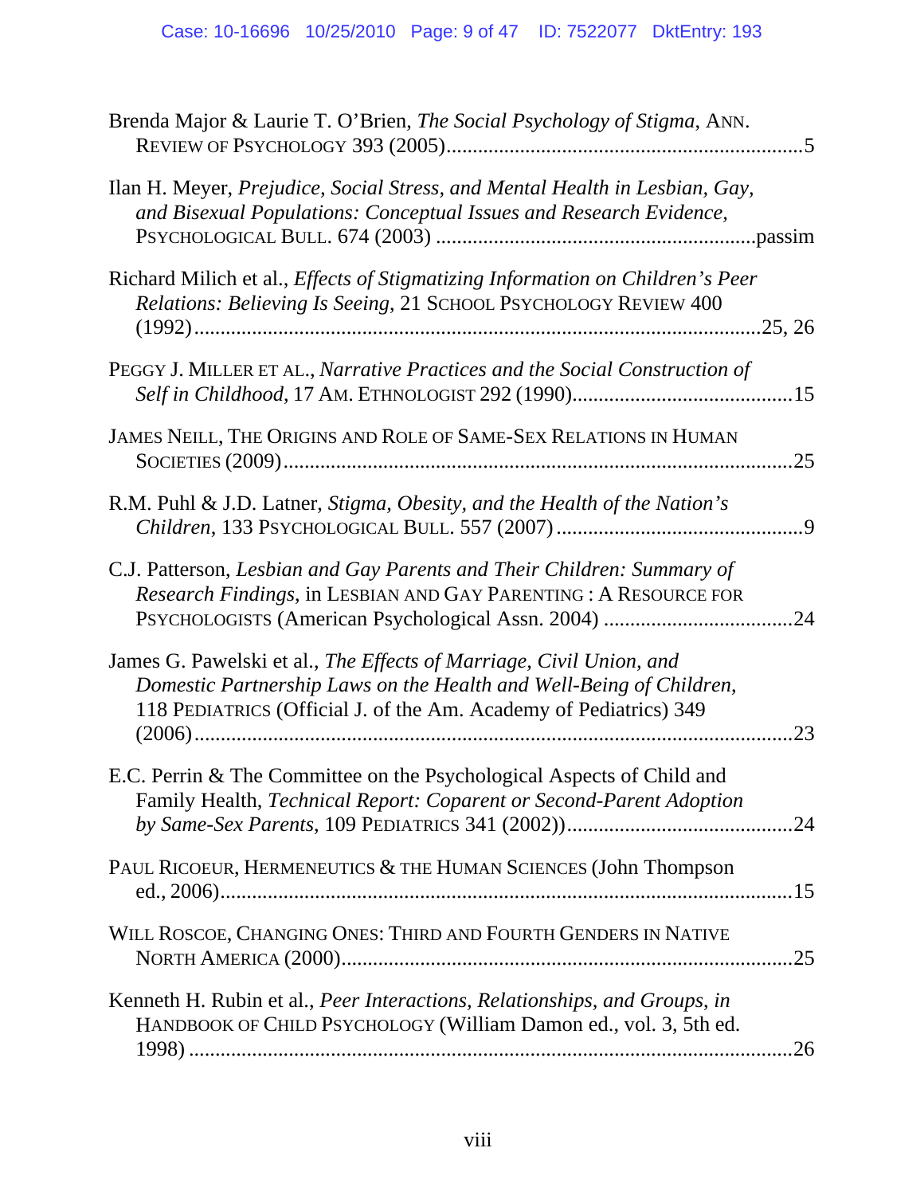Brenda Major & Laurie T. O'Brien, *The Social Psychology of Stigma*, ANN. REVIEW OF PSYCHOLOGY 393 (2005)....................................................................5

Ilan H. Meyer, *Prejudice, Social Stress, and Mental Health in Lesbian, Gay, and Bisexual Populations: Conceptual Issues and Research Evidence*, PSYCHOLOGICAL BULL. 674 (2003) ............................................................passim

Richard Milich et al., *Effects of Stigmatizing Information on Children's Peer Relations: Believing Is Seeing*, 21 SCHOOL PSYCHOLOGY REVIEW 400 (1992)..........................................................................................................25, 26

PEGGY J. MILLER ET AL., *Narrative Practices and the Social Construction of Self in Childhood*, 17 AM. ETHNOLOGIST 292 (1990)..........................................15

JAMES NEILL, THE ORIGINS AND ROLE OF SAME-SEX RELATIONS IN HUMAN SOCIETIES (2009)...............................................................................................25

R.M. Puhl & J.D. Latner, *Stigma, Obesity, and the Health of the Nation's Children*, 133 PSYCHOLOGICAL BULL. 557 (2007)...............................................9

C.J. Patterson, *Lesbian and Gay Parents and Their Children: Summary of Research Findings*, in LESBIAN AND GAY PARENTING : A RESOURCE FOR PSYCHOLOGISTS (American Psychological Assn. 2004) ....................................24

James G. Pawelski et al., *The Effects of Marriage, Civil Union, and Domestic Partnership Laws on the Health and Well-Being of Children*, 118 PEDIATRICS (Official J. of the Am. Academy of Pediatrics) 349 (2006)..........................................................................................................23

E.C. Perrin & The Committee on the Psychological Aspects of Child and Family Health, *Technical Report: Coparent or Second-Parent Adoption by Same-Sex Parents*, 109 PEDIATRICS 341 (2002))..........................................24

PAUL RICOEUR, HERMENEUTICS & THE HUMAN SCIENCES (John Thompson ed., 2006)..........................................................................................................15

WILL ROSCOE, CHANGING ONES: THIRD AND FOURTH GENDERS IN NATIVE NORTH AMERICA (2000).....................................................................................25

Kenneth H. Rubin et al., *Peer Interactions, Relationships, and Groups*, *in* HANDBOOK OF CHILD PSYCHOLOGY (William Damon ed., vol. 3, 5th ed. 1998) ..........................................................................................................26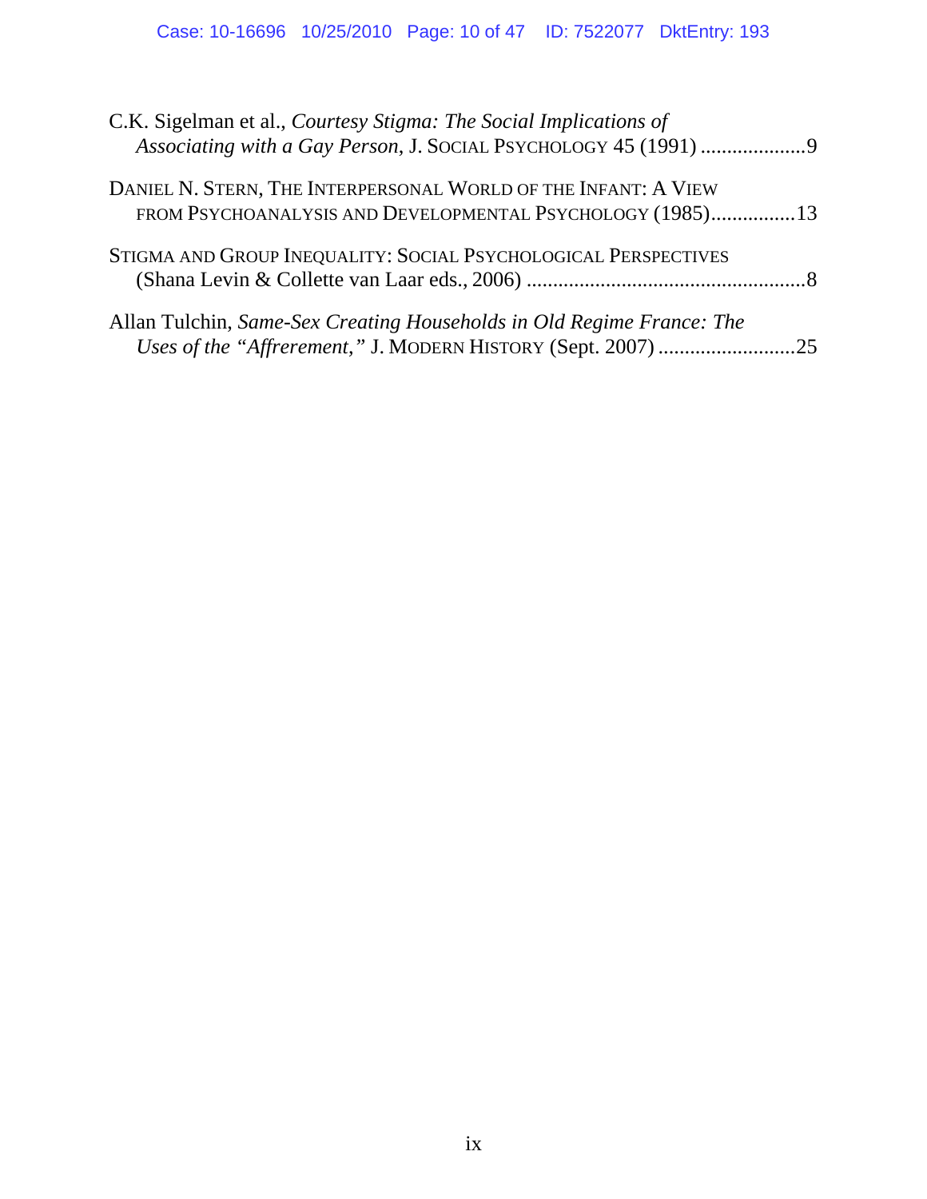C.K. Sigelman et al., *Courtesy Stigma: The Social Implications of Associating with a Gay Person*, J. SOCIAL PSYCHOLOGY 45 (1991) ....................9

DANIEL N. STERN, THE INTERPERSONAL WORLD OF THE INFANT: A VIEW FROM PSYCHOANALYSIS AND DEVELOPMENTAL PSYCHOLOGY (1985)................13

STIGMA AND GROUP INEQUALITY: SOCIAL PSYCHOLOGICAL PERSPECTIVES (Shana Levin & Collette van Laar eds., 2006) .....................................................8

Allan Tulchin, *Same-Sex Creating Households in Old Regime France: The Uses of the "Affrerement,"* J. MODERN HISTORY (Sept. 2007) ..........................25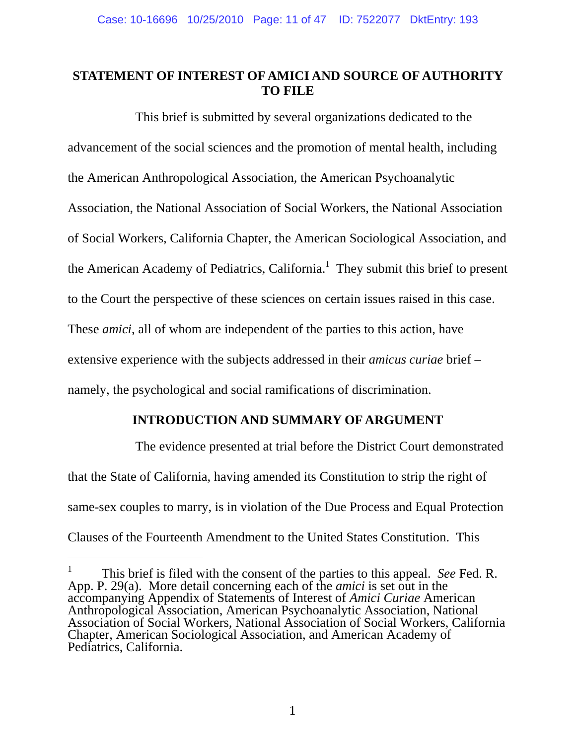## STATEMENT OF INTEREST OF AMICI AND SOURCE OF AUTHORITY TO FILE

This brief is submitted by several organizations dedicated to the advancement of the social sciences and the promotion of mental health, including the American Anthropological Association, the American Psychoanalytic Association, the National Association of Social Workers, the National Association of Social Workers, California Chapter, the American Sociological Association, and the American Academy of Pediatrics, California.[1] They submit this brief to present to the Court the perspective of these sciences on certain issues raised in this case. These *amici*, all of whom are independent of the parties to this action, have extensive experience with the subjects addressed in their *amicus curiae* brief – namely, the psychological and social ramifications of discrimination.

## INTRODUCTION AND SUMMARY OF ARGUMENT

The evidence presented at trial before the District Court demonstrated that the State of California, having amended its Constitution to strip the right of same-sex couples to marry, is in violation of the Due Process and Equal Protection Clauses of the Fourteenth Amendment to the United States Constitution. This

---

[1] This brief is filed with the consent of the parties to this appeal. *See* Fed. R. App. P. 29(a). More detail concerning each of the *amici* is set out in the accompanying Appendix of Statements of Interest of *Amici Curiae* American Anthropological Association, American Psychoanalytic Association, National Association of Social Workers, National Association of Social Workers, California Chapter, American Sociological Association, and American Academy of Pediatrics, California.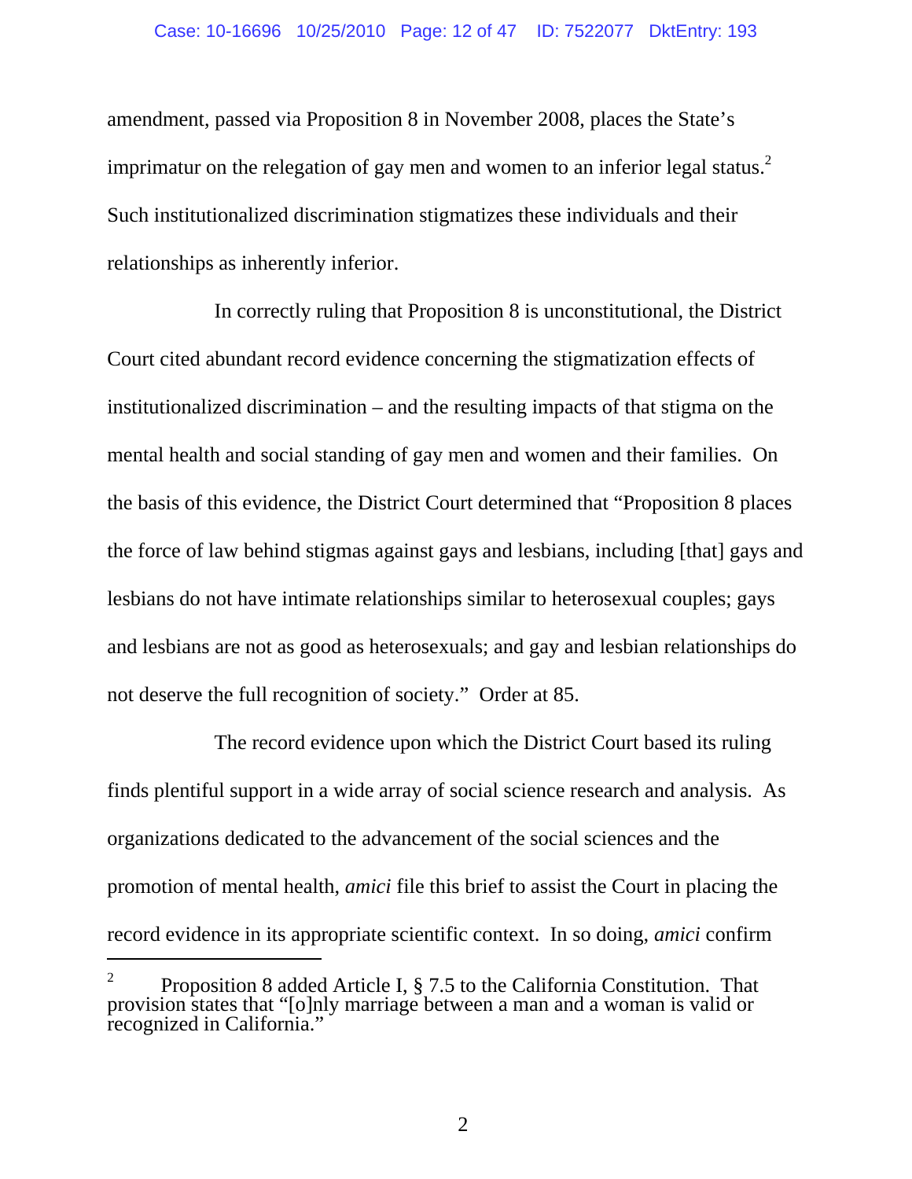amendment, passed via Proposition 8 in November 2008, places the State's imprimatur on the relegation of gay men and women to an inferior legal status.[2] Such institutionalized discrimination stigmatizes these individuals and their relationships as inherently inferior.

In correctly ruling that Proposition 8 is unconstitutional, the District Court cited abundant record evidence concerning the stigmatization effects of institutionalized discrimination – and the resulting impacts of that stigma on the mental health and social standing of gay men and women and their families. On the basis of this evidence, the District Court determined that "Proposition 8 places the force of law behind stigmas against gays and lesbians, including [that] gays and lesbians do not have intimate relationships similar to heterosexual couples; gays and lesbians are not as good as heterosexuals; and gay and lesbian relationships do not deserve the full recognition of society." Order at 85.

The record evidence upon which the District Court based its ruling finds plentiful support in a wide array of social science research and analysis. As organizations dedicated to the advancement of the social sciences and the promotion of mental health, *amici* file this brief to assist the Court in placing the record evidence in its appropriate scientific context. In so doing, *amici* confirm

---

[2] Proposition 8 added Article I, § 7.5 to the California Constitution. That provision states that "[o]nly marriage between a man and a woman is valid or recognized in California."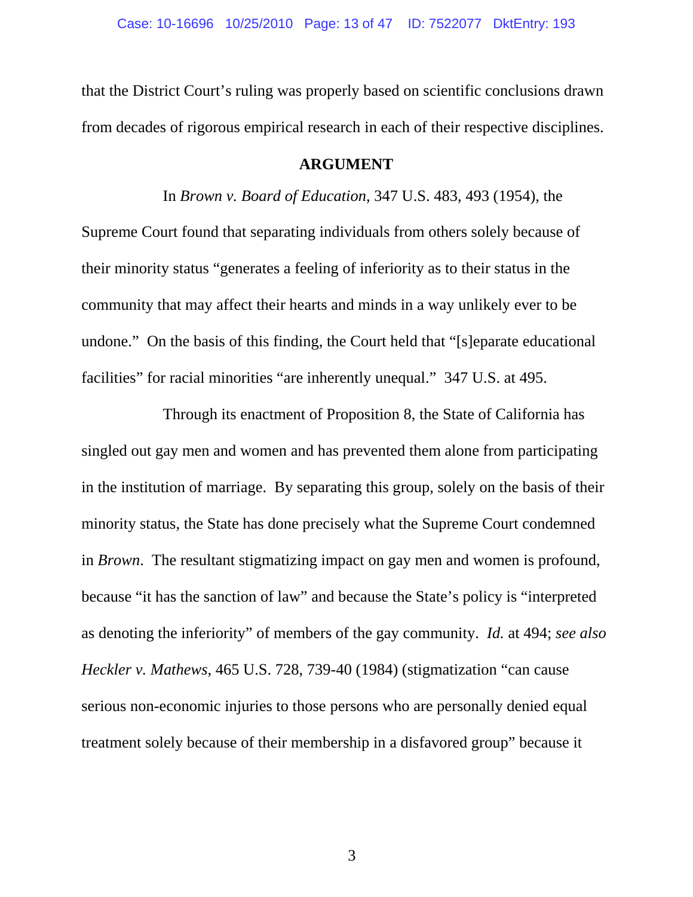that the District Court's ruling was properly based on scientific conclusions drawn from decades of rigorous empirical research in each of their respective disciplines.

## ARGUMENT

In *Brown v. Board of Education*, 347 U.S. 483, 493 (1954), the Supreme Court found that separating individuals from others solely because of their minority status "generates a feeling of inferiority as to their status in the community that may affect their hearts and minds in a way unlikely ever to be undone." On the basis of this finding, the Court held that "[s]eparate educational facilities" for racial minorities "are inherently unequal." 347 U.S. at 495.

Through its enactment of Proposition 8, the State of California has singled out gay men and women and has prevented them alone from participating in the institution of marriage. By separating this group, solely on the basis of their minority status, the State has done precisely what the Supreme Court condemned in *Brown*. The resultant stigmatizing impact on gay men and women is profound, because "it has the sanction of law" and because the State's policy is "interpreted as denoting the inferiority" of members of the gay community. *Id.* at 494; *see also Heckler v. Mathews*, 465 U.S. 728, 739-40 (1984) (stigmatization "can cause serious non-economic injuries to those persons who are personally denied equal treatment solely because of their membership in a disfavored group" because it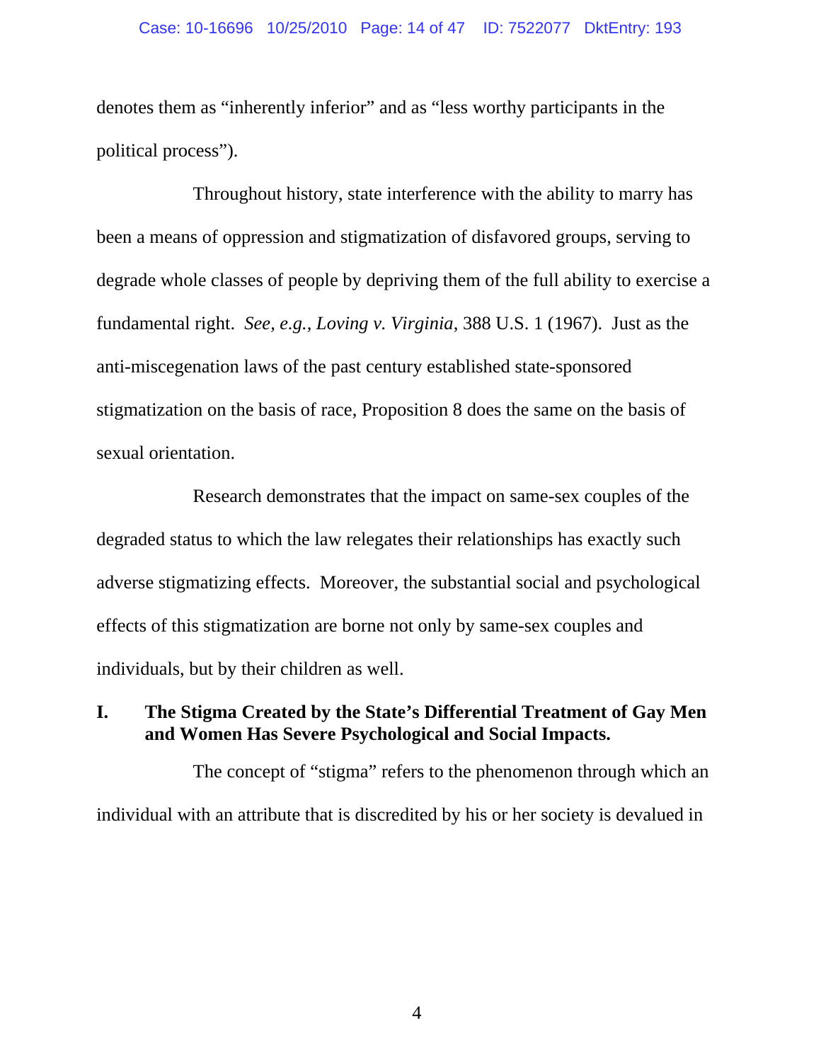denotes them as "inherently inferior" and as "less worthy participants in the political process").

Throughout history, state interference with the ability to marry has been a means of oppression and stigmatization of disfavored groups, serving to degrade whole classes of people by depriving them of the full ability to exercise a fundamental right. *See, e.g.*, *Loving v. Virginia*, 388 U.S. 1 (1967). Just as the anti-miscegenation laws of the past century established state-sponsored stigmatization on the basis of race, Proposition 8 does the same on the basis of sexual orientation.

Research demonstrates that the impact on same-sex couples of the degraded status to which the law relegates their relationships has exactly such adverse stigmatizing effects. Moreover, the substantial social and psychological effects of this stigmatization are borne not only by same-sex couples and individuals, but by their children as well.

## I. The Stigma Created by the State's Differential Treatment of Gay Men and Women Has Severe Psychological and Social Impacts.

The concept of "stigma" refers to the phenomenon through which an individual with an attribute that is discredited by his or her society is devalued in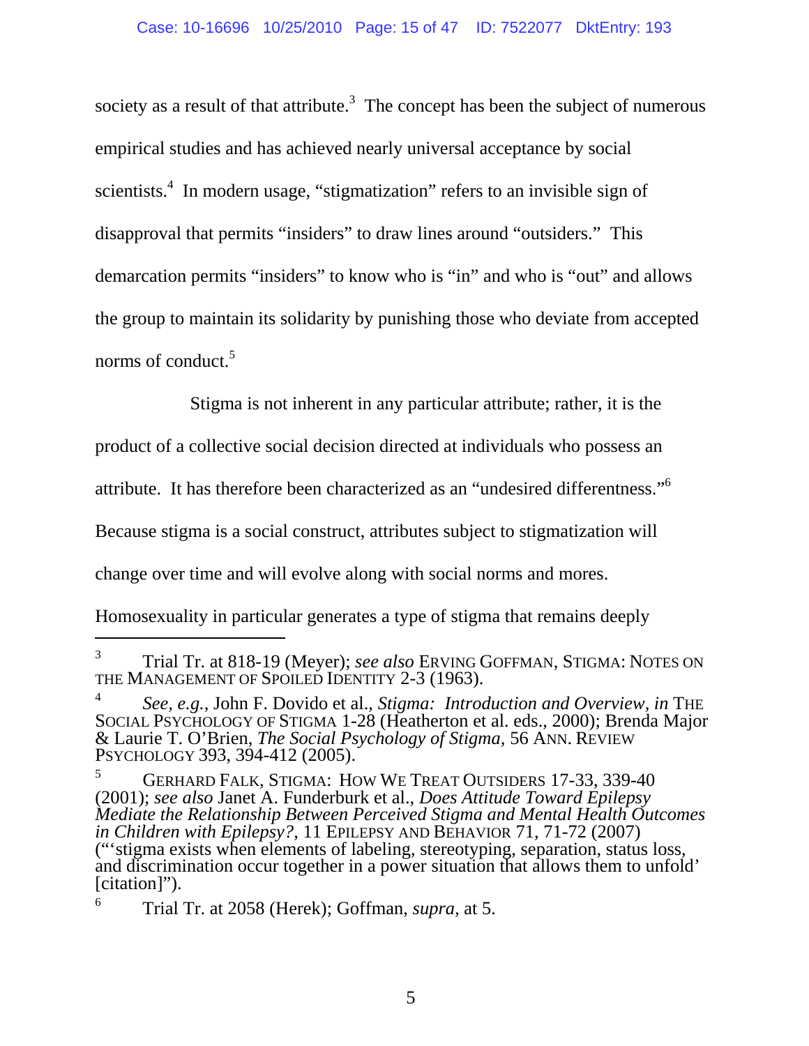society as a result of that attribute.[3] The concept has been the subject of numerous empirical studies and has achieved nearly universal acceptance by social scientists.[4] In modern usage, "stigmatization" refers to an invisible sign of disapproval that permits "insiders" to draw lines around "outsiders." This demarcation permits "insiders" to know who is "in" and who is "out" and allows the group to maintain its solidarity by punishing those who deviate from accepted norms of conduct.[5]

Stigma is not inherent in any particular attribute; rather, it is the product of a collective social decision directed at individuals who possess an attribute. It has therefore been characterized as an "undesired differentness."[6] Because stigma is a social construct, attributes subject to stigmatization will change over time and will evolve along with social norms and mores. Homosexuality in particular generates a type of stigma that remains deeply

---

[3] Trial Tr. at 818-19 (Meyer); *see also* ERVING GOFFMAN, STIGMA: NOTES ON THE MANAGEMENT OF SPOILED IDENTITY 2-3 (1963).

[4] *See, e.g.*, John F. Dovido et al., *Stigma: Introduction and Overview*, *in* THE SOCIAL PSYCHOLOGY OF STIGMA 1-28 (Heatherton et al. eds., 2000); Brenda Major & Laurie T. O'Brien, *The Social Psychology of Stigma*, 56 ANN. REVIEW PSYCHOLOGY 393, 394-412 (2005).

[5] GERHARD FALK, STIGMA: HOW WE TREAT OUTSIDERS 17-33, 339-40 (2001); *see also* Janet A. Funderburk et al., *Does Attitude Toward Epilepsy Mediate the Relationship Between Perceived Stigma and Mental Health Outcomes in Children with Epilepsy?*, 11 EPILEPSY AND BEHAVIOR 71, 71-72 (2007) ("'stigma exists when elements of labeling, stereotyping, separation, status loss, and discrimination occur together in a power situation that allows them to unfold' [citation]").

[6] Trial Tr. at 2058 (Herek); Goffman, *supra*, at 5.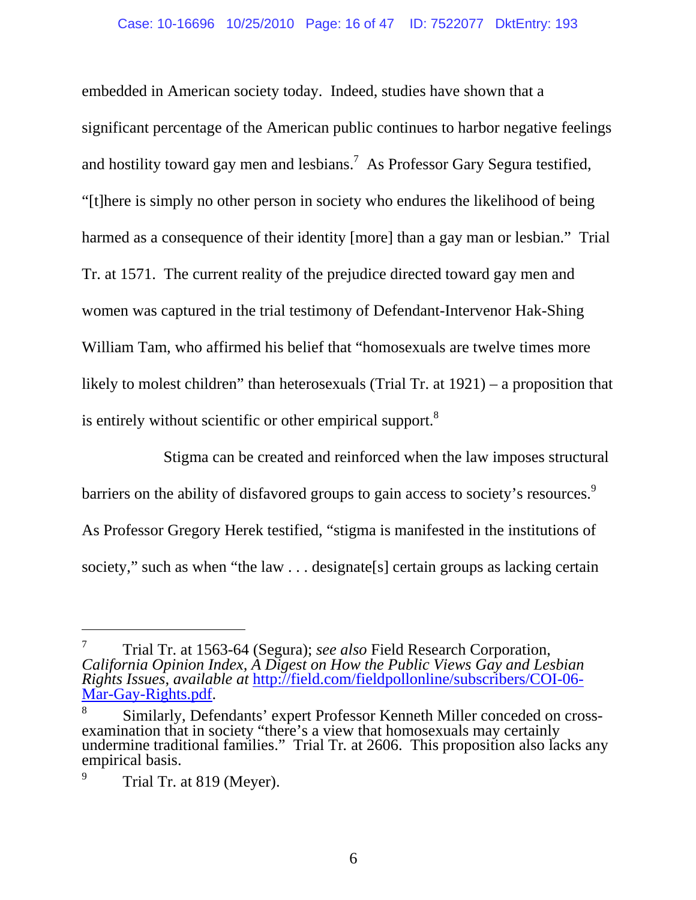embedded in American society today. Indeed, studies have shown that a significant percentage of the American public continues to harbor negative feelings and hostility toward gay men and lesbians.[7] As Professor Gary Segura testified, "[t]here is simply no other person in society who endures the likelihood of being harmed as a consequence of their identity [more] than a gay man or lesbian." Trial Tr. at 1571. The current reality of the prejudice directed toward gay men and women was captured in the trial testimony of Defendant-Intervenor Hak-Shing William Tam, who affirmed his belief that "homosexuals are twelve times more likely to molest children" than heterosexuals (Trial Tr. at 1921) – a proposition that is entirely without scientific or other empirical support.[8]

Stigma can be created and reinforced when the law imposes structural barriers on the ability of disfavored groups to gain access to society's resources.[9] As Professor Gregory Herek testified, "stigma is manifested in the institutions of society," such as when "the law . . . designate[s] certain groups as lacking certain

---

[7] Trial Tr. at 1563-64 (Segura); *see also* Field Research Corporation, *California Opinion Index, A Digest on How the Public Views Gay and Lesbian Rights Issues*, *available at* http://field.com/fieldpollonline/subscribers/COI-06-Mar-Gay-Rights.pdf.

[8] Similarly, Defendants' expert Professor Kenneth Miller conceded on cross-examination that in society "there's a view that homosexuals may certainly undermine traditional families." Trial Tr. at 2606. This proposition also lacks any empirical basis.

[9] Trial Tr. at 819 (Meyer).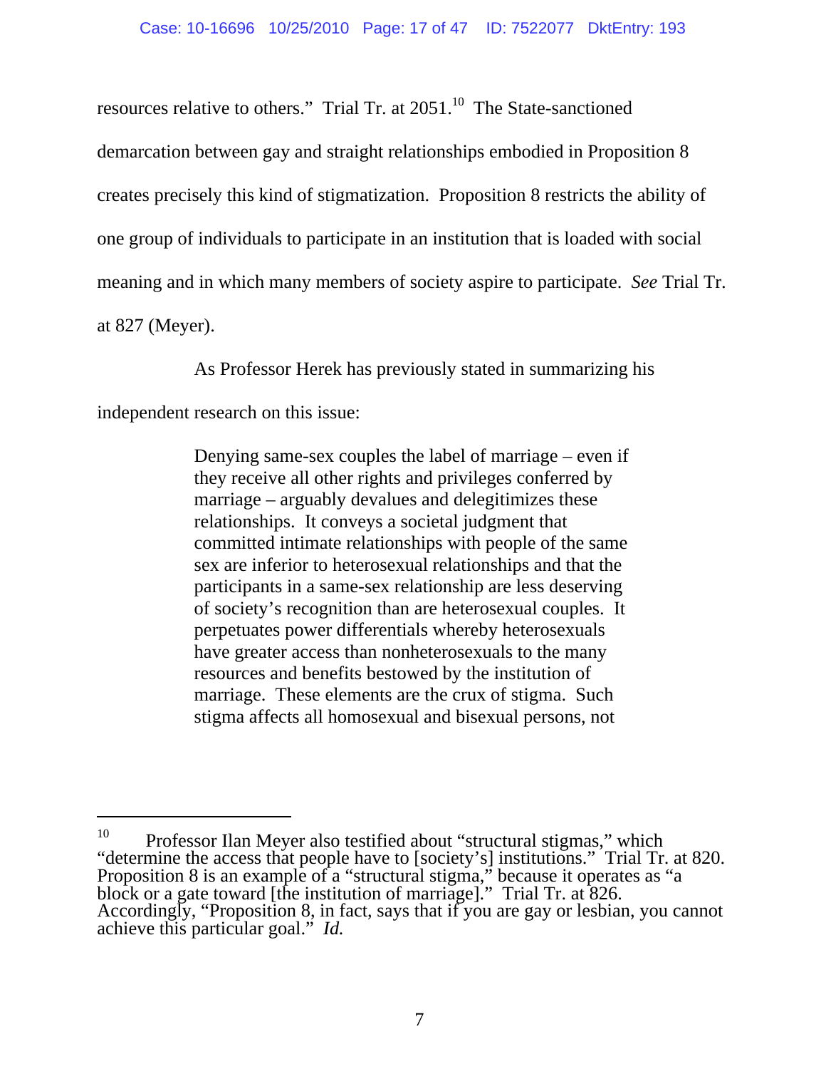resources relative to others." Trial Tr. at 2051.[10] The State-sanctioned demarcation between gay and straight relationships embodied in Proposition 8 creates precisely this kind of stigmatization. Proposition 8 restricts the ability of one group of individuals to participate in an institution that is loaded with social meaning and in which many members of society aspire to participate. *See* Trial Tr. at 827 (Meyer).

As Professor Herek has previously stated in summarizing his independent research on this issue:

> Denying same-sex couples the label of marriage – even if they receive all other rights and privileges conferred by marriage – arguably devalues and delegitimizes these relationships. It conveys a societal judgment that committed intimate relationships with people of the same sex are inferior to heterosexual relationships and that the participants in a same-sex relationship are less deserving of society's recognition than are heterosexual couples. It perpetuates power differentials whereby heterosexuals have greater access than nonheterosexuals to the many resources and benefits bestowed by the institution of marriage. These elements are the crux of stigma. Such stigma affects all homosexual and bisexual persons, not

---

[10] Professor Ilan Meyer also testified about "structural stigmas," which "determine the access that people have to [society's] institutions." Trial Tr. at 820. Proposition 8 is an example of a "structural stigma," because it operates as "a block or a gate toward [the institution of marriage]." Trial Tr. at 826. Accordingly, "Proposition 8, in fact, says that if you are gay or lesbian, you cannot achieve this particular goal." *Id.*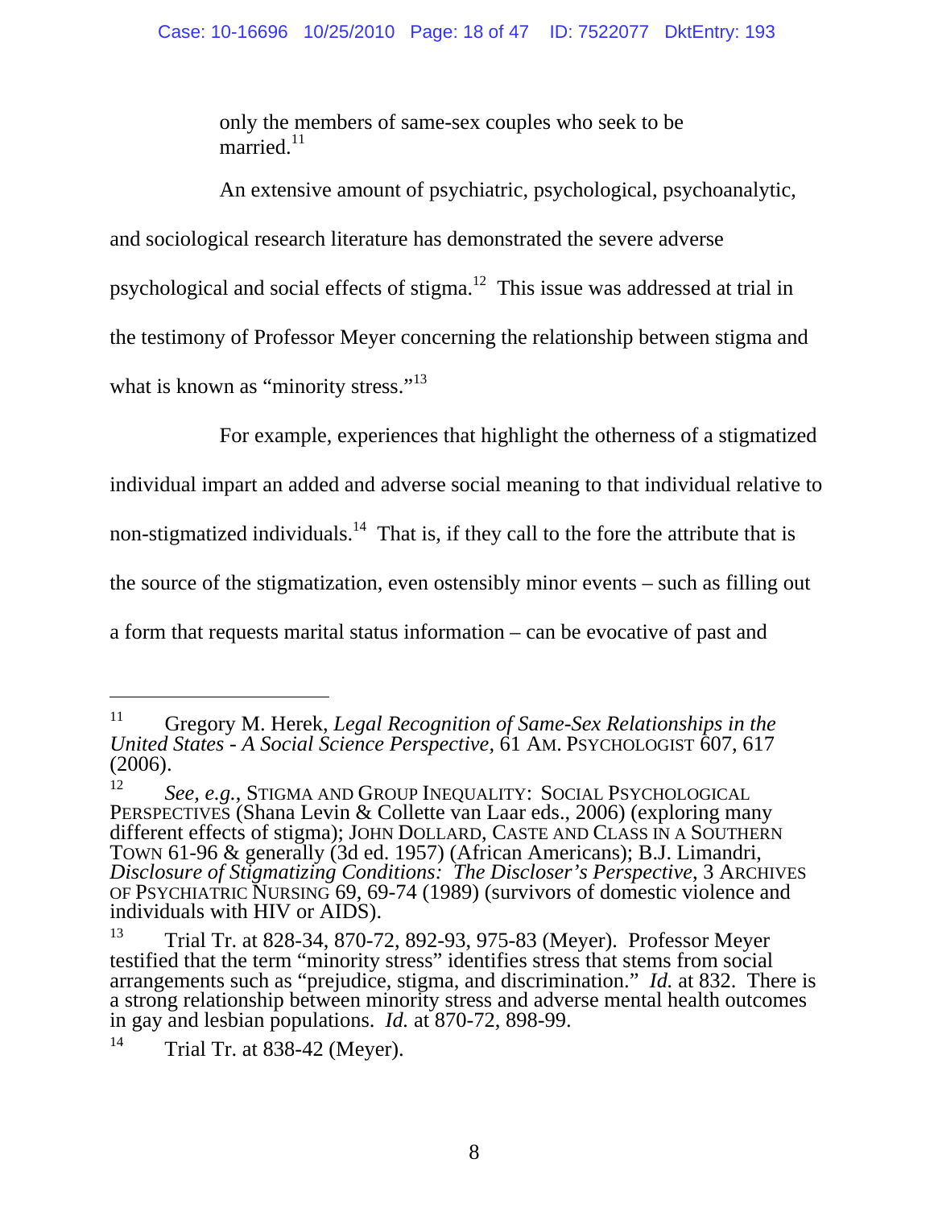only the members of same-sex couples who seek to be married.[11]

An extensive amount of psychiatric, psychological, psychoanalytic, and sociological research literature has demonstrated the severe adverse psychological and social effects of stigma.[12] This issue was addressed at trial in the testimony of Professor Meyer concerning the relationship between stigma and what is known as "minority stress."[13]

For example, experiences that highlight the otherness of a stigmatized individual impart an added and adverse social meaning to that individual relative to non-stigmatized individuals.[14] That is, if they call to the fore the attribute that is the source of the stigmatization, even ostensibly minor events – such as filling out a form that requests marital status information – can be evocative of past and

---

[11] Gregory M. Herek, *Legal Recognition of Same-Sex Relationships in the United States - A Social Science Perspective*, 61 AM. PSYCHOLOGIST 607, 617 (2006).

[12] *See, e.g.*, STIGMA AND GROUP INEQUALITY: SOCIAL PSYCHOLOGICAL PERSPECTIVES (Shana Levin & Collette van Laar eds., 2006) (exploring many different effects of stigma); JOHN DOLLARD, CASTE AND CLASS IN A SOUTHERN TOWN 61-96 & generally (3d ed. 1957) (African Americans); B.J. Limandri, *Disclosure of Stigmatizing Conditions: The Discloser's Perspective*, 3 ARCHIVES OF PSYCHIATRIC NURSING 69, 69-74 (1989) (survivors of domestic violence and individuals with HIV or AIDS).

[13] Trial Tr. at 828-34, 870-72, 892-93, 975-83 (Meyer). Professor Meyer testified that the term "minority stress" identifies stress that stems from social arrangements such as "prejudice, stigma, and discrimination." *Id.* at 832. There is a strong relationship between minority stress and adverse mental health outcomes in gay and lesbian populations. *Id.* at 870-72, 898-99.

[14] Trial Tr. at 838-42 (Meyer).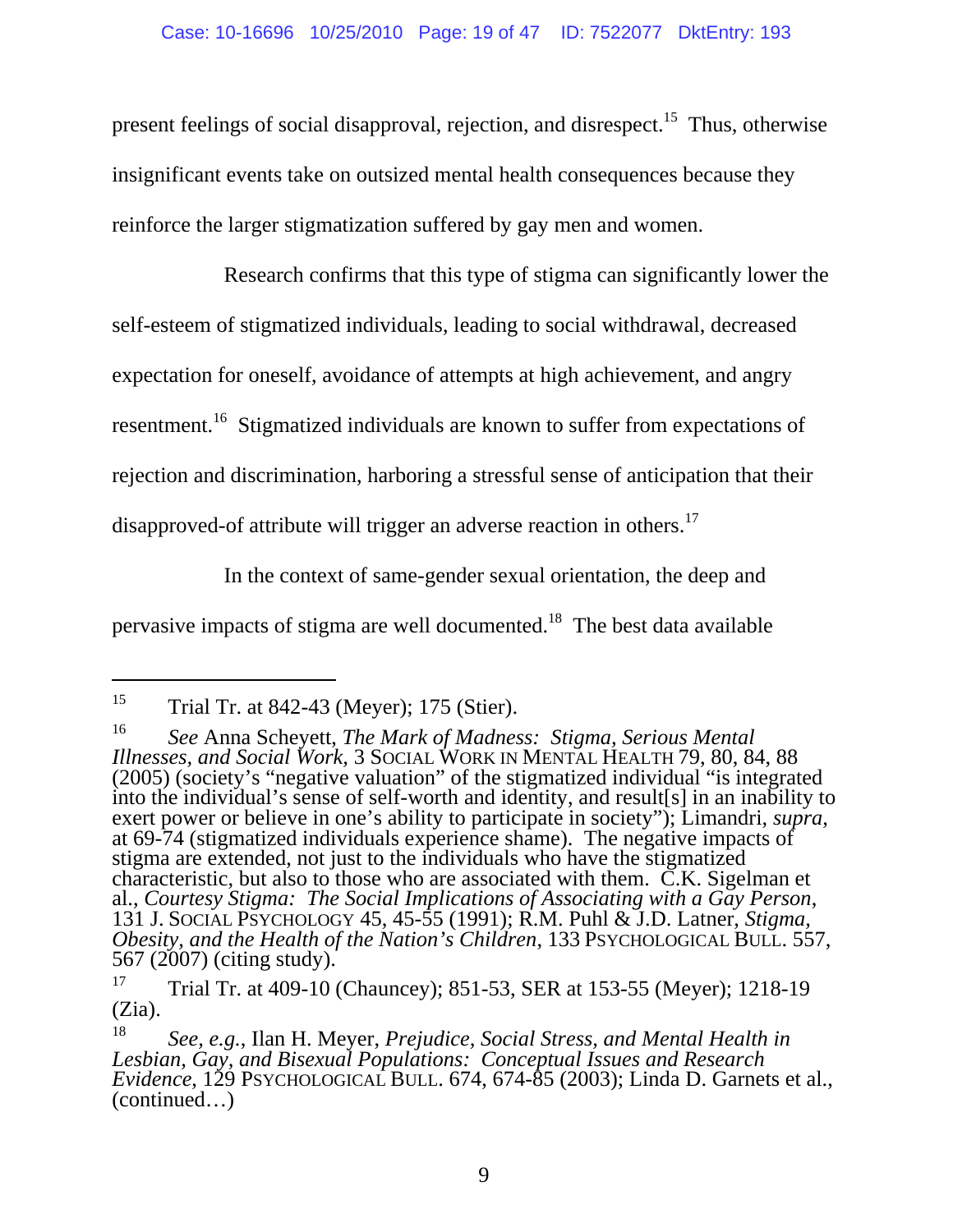present feelings of social disapproval, rejection, and disrespect.[15] Thus, otherwise insignificant events take on outsized mental health consequences because they reinforce the larger stigmatization suffered by gay men and women.

Research confirms that this type of stigma can significantly lower the self-esteem of stigmatized individuals, leading to social withdrawal, decreased expectation for oneself, avoidance of attempts at high achievement, and angry resentment.[16] Stigmatized individuals are known to suffer from expectations of rejection and discrimination, harboring a stressful sense of anticipation that their disapproved-of attribute will trigger an adverse reaction in others.[17]

In the context of same-gender sexual orientation, the deep and pervasive impacts of stigma are well documented.[18] The best data available

---

[15] Trial Tr. at 842-43 (Meyer); 175 (Stier).

[16] *See* Anna Scheyett, *The Mark of Madness: Stigma, Serious Mental Illnesses, and Social Work*, 3 SOCIAL WORK IN MENTAL HEALTH 79, 80, 84, 88 (2005) (society's "negative valuation" of the stigmatized individual "is integrated into the individual's sense of self-worth and identity, and result[s] in an inability to exert power or believe in one's ability to participate in society"); Limandri, *supra*, at 69-74 (stigmatized individuals experience shame). The negative impacts of stigma are extended, not just to the individuals who have the stigmatized characteristic, but also to those who are associated with them. C.K. Sigelman et al., *Courtesy Stigma: The Social Implications of Associating with a Gay Person*, 131 J. SOCIAL PSYCHOLOGY 45, 45-55 (1991); R.M. Puhl & J.D. Latner, *Stigma, Obesity, and the Health of the Nation's Children*, 133 PSYCHOLOGICAL BULL. 557, 567 (2007) (citing study).

[17] Trial Tr. at 409-10 (Chauncey); 851-53, SER at 153-55 (Meyer); 1218-19 (Zia).

[18] *See, e.g.*, Ilan H. Meyer, *Prejudice, Social Stress, and Mental Health in Lesbian, Gay, and Bisexual Populations: Conceptual Issues and Research Evidence*, 129 PSYCHOLOGICAL BULL. 674, 674-85 (2003); Linda D. Garnets et al., (continued…)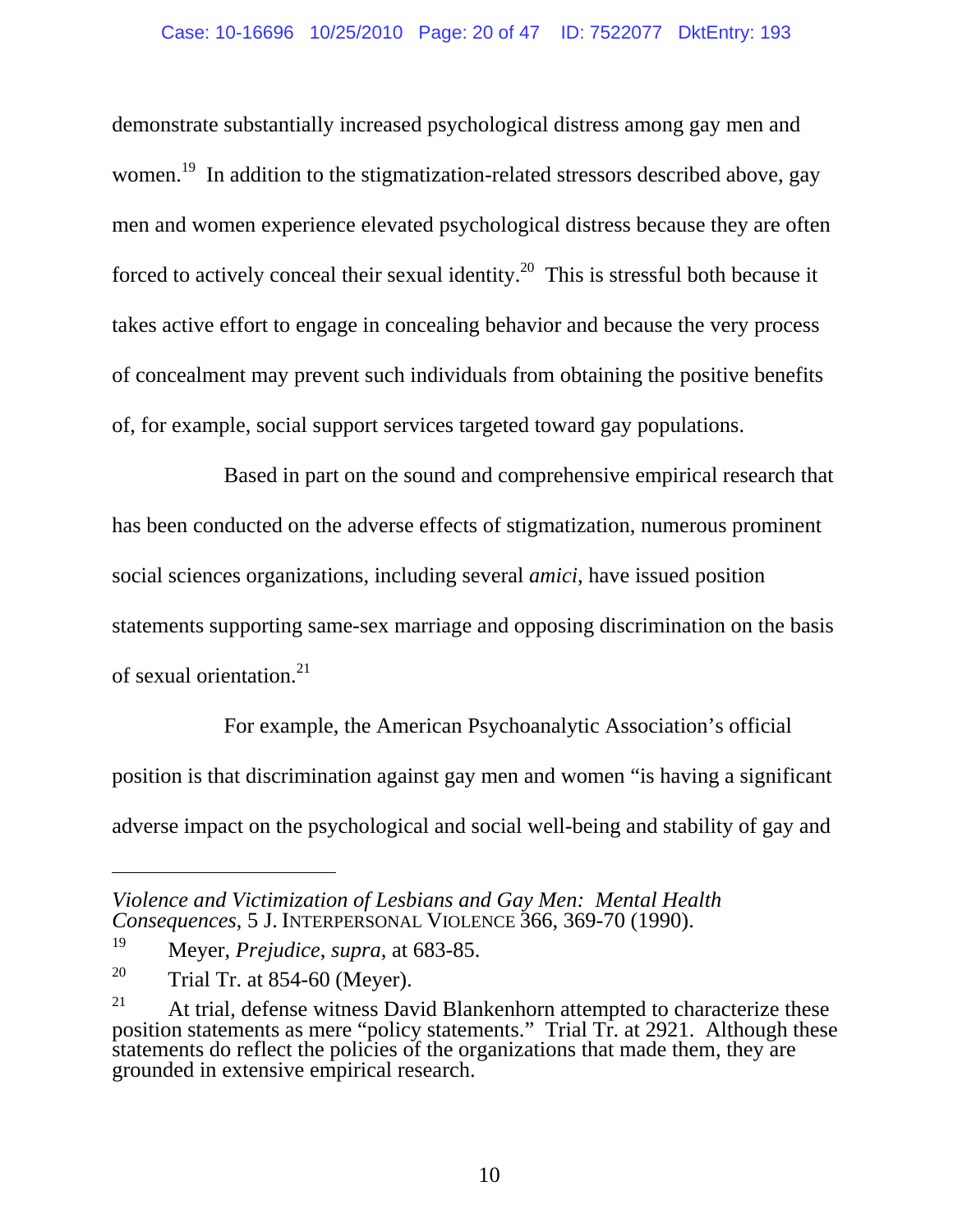demonstrate substantially increased psychological distress among gay men and women.[19] In addition to the stigmatization-related stressors described above, gay men and women experience elevated psychological distress because they are often forced to actively conceal their sexual identity.[20] This is stressful both because it takes active effort to engage in concealing behavior and because the very process of concealment may prevent such individuals from obtaining the positive benefits of, for example, social support services targeted toward gay populations.

Based in part on the sound and comprehensive empirical research that has been conducted on the adverse effects of stigmatization, numerous prominent social sciences organizations, including several *amici*, have issued position statements supporting same-sex marriage and opposing discrimination on the basis of sexual orientation.[21]

For example, the American Psychoanalytic Association's official position is that discrimination against gay men and women "is having a significant adverse impact on the psychological and social well-being and stability of gay and

---

*Violence and Victimization of Lesbians and Gay Men: Mental Health Consequences*, 5 J. INTERPERSONAL VIOLENCE 366, 369-70 (1990).

[19] Meyer, *Prejudice*, *supra*, at 683-85.

[20] Trial Tr. at 854-60 (Meyer).

[21] At trial, defense witness David Blankenhorn attempted to characterize these position statements as mere "policy statements." Trial Tr. at 2921. Although these statements do reflect the policies of the organizations that made them, they are grounded in extensive empirical research.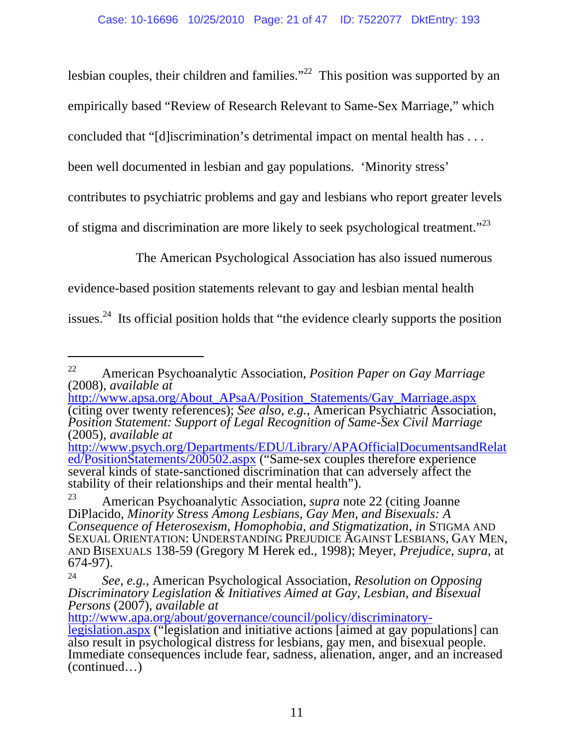lesbian couples, their children and families."[22] This position was supported by an empirically based "Review of Research Relevant to Same-Sex Marriage," which concluded that "[d]iscrimination's detrimental impact on mental health has . . . been well documented in lesbian and gay populations. 'Minority stress' contributes to psychiatric problems and gay and lesbians who report greater levels of stigma and discrimination are more likely to seek psychological treatment."[23]

The American Psychological Association has also issued numerous evidence-based position statements relevant to gay and lesbian mental health issues.[24] Its official position holds that "the evidence clearly supports the position

---

[22] American Psychoanalytic Association, *Position Paper on Gay Marriage* (2008), *available at* http://www.apsa.org/About_APsaA/Position_Statements/Gay_Marriage.aspx (citing over twenty references); *See also, e.g.*, American Psychiatric Association, *Position Statement: Support of Legal Recognition of Same-Sex Civil Marriage* (2005), *available at* http://www.psych.org/Departments/EDU/Library/APAOfficialDocumentsandRelated/PositionStatements/200502.aspx ("Same-sex couples therefore experience several kinds of state-sanctioned discrimination that can adversely affect the stability of their relationships and their mental health").

[23] American Psychoanalytic Association, *supra* note 22 (citing Joanne DiPlacido, *Minority Stress Among Lesbians, Gay Men, and Bisexuals: A Consequence of Heterosexism, Homophobia, and Stigmatization*, *in* STIGMA AND SEXUAL ORIENTATION: UNDERSTANDING PREJUDICE AGAINST LESBIANS, GAY MEN, AND BISEXUALS 138-59 (Gregory M Herek ed., 1998); Meyer, *Prejudice*, *supra*, at 674-97).

[24] *See, e.g.*, American Psychological Association, *Resolution on Opposing Discriminatory Legislation & Initiatives Aimed at Gay, Lesbian, and Bisexual Persons* (2007), *available at* http://www.apa.org/about/governance/council/policy/discriminatory-legislation.aspx ("legislation and initiative actions [aimed at gay populations] can also result in psychological distress for lesbians, gay men, and bisexual people. Immediate consequences include fear, sadness, alienation, anger, and an increased (continued…)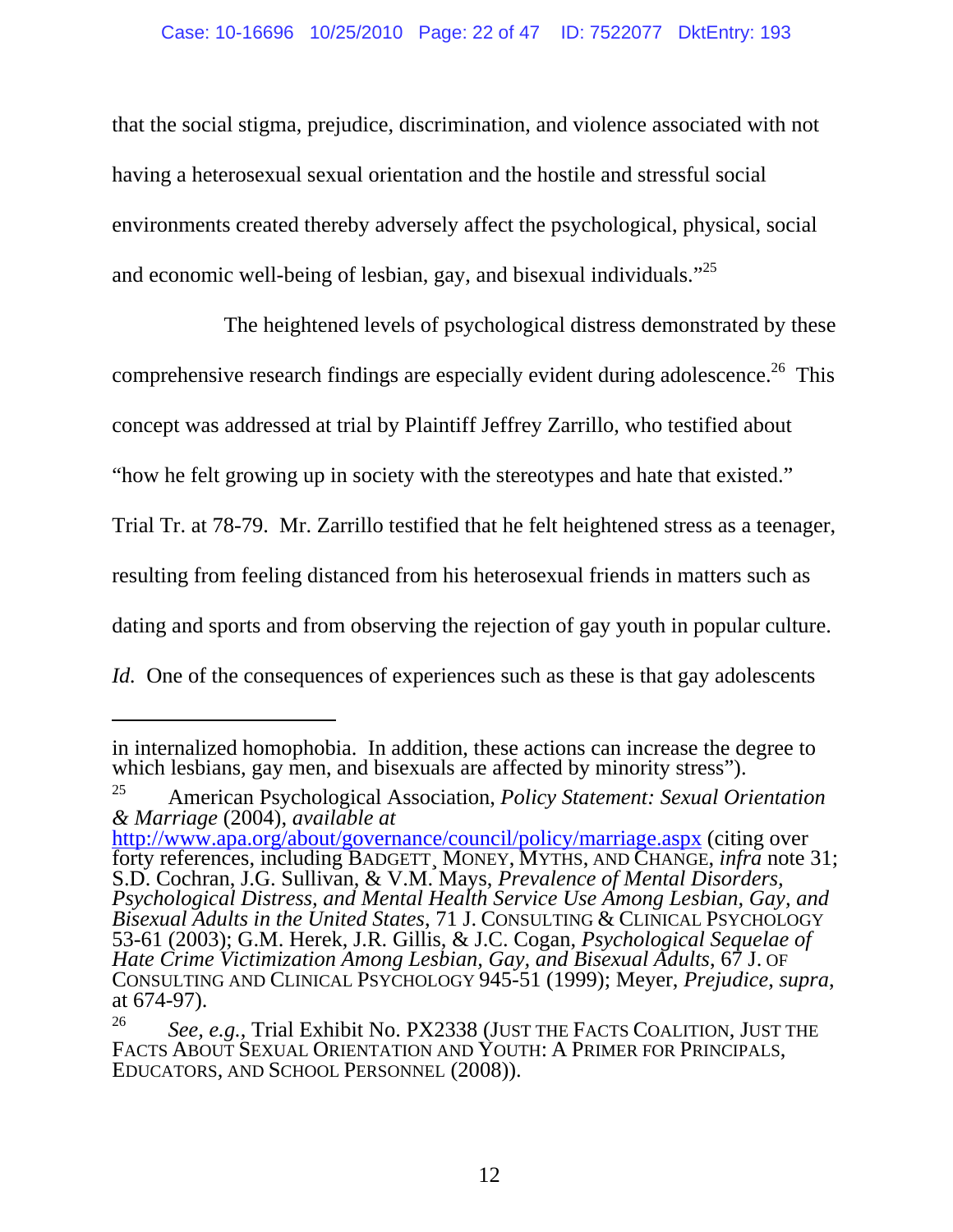that the social stigma, prejudice, discrimination, and violence associated with not having a heterosexual sexual orientation and the hostile and stressful social environments created thereby adversely affect the psychological, physical, social and economic well-being of lesbian, gay, and bisexual individuals."[25]

The heightened levels of psychological distress demonstrated by these comprehensive research findings are especially evident during adolescence.[26] This concept was addressed at trial by Plaintiff Jeffrey Zarrillo, who testified about "how he felt growing up in society with the stereotypes and hate that existed." Trial Tr. at 78-79. Mr. Zarrillo testified that he felt heightened stress as a teenager, resulting from feeling distanced from his heterosexual friends in matters such as dating and sports and from observing the rejection of gay youth in popular culture. *Id.* One of the consequences of experiences such as these is that gay adolescents

---

in internalized homophobia. In addition, these actions can increase the degree to which lesbians, gay men, and bisexuals are affected by minority stress").

[25] American Psychological Association, *Policy Statement: Sexual Orientation & Marriage* (2004), *available at* http://www.apa.org/about/governance/council/policy/marriage.aspx (citing over forty references, including BADGETT, MONEY, MYTHS, AND CHANGE, *infra* note 31; S.D. Cochran, J.G. Sullivan, & V.M. Mays, *Prevalence of Mental Disorders, Psychological Distress, and Mental Health Service Use Among Lesbian, Gay, and Bisexual Adults in the United States*, 71 J. CONSULTING & CLINICAL PSYCHOLOGY 53-61 (2003); G.M. Herek, J.R. Gillis, & J.C. Cogan, *Psychological Sequelae of Hate Crime Victimization Among Lesbian, Gay, and Bisexual Adults*, 67 J. OF CONSULTING AND CLINICAL PSYCHOLOGY 945-51 (1999); Meyer, *Prejudice*, *supra*, at 674-97).

[26] *See, e.g.*, Trial Exhibit No. PX2338 (JUST THE FACTS COALITION, JUST THE FACTS ABOUT SEXUAL ORIENTATION AND YOUTH: A PRIMER FOR PRINCIPALS, EDUCATORS, AND SCHOOL PERSONNEL (2008)).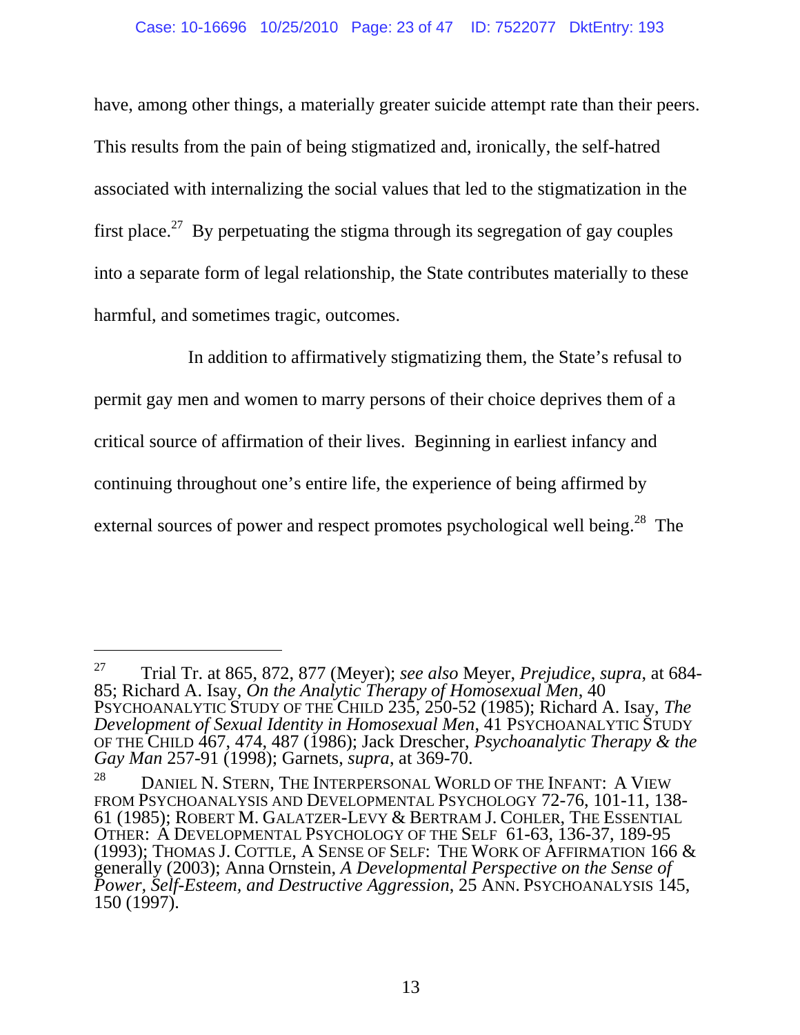have, among other things, a materially greater suicide attempt rate than their peers. This results from the pain of being stigmatized and, ironically, the self-hatred associated with internalizing the social values that led to the stigmatization in the first place.[27] By perpetuating the stigma through its segregation of gay couples into a separate form of legal relationship, the State contributes materially to these harmful, and sometimes tragic, outcomes.

In addition to affirmatively stigmatizing them, the State's refusal to permit gay men and women to marry persons of their choice deprives them of a critical source of affirmation of their lives. Beginning in earliest infancy and continuing throughout one's entire life, the experience of being affirmed by external sources of power and respect promotes psychological well being.[28] The

---

[27] Trial Tr. at 865, 872, 877 (Meyer); *see also* Meyer, *Prejudice*, *supra*, at 684-85; Richard A. Isay, *On the Analytic Therapy of Homosexual Men*, 40 PSYCHOANALYTIC STUDY OF THE CHILD 235, 250-52 (1985); Richard A. Isay, *The Development of Sexual Identity in Homosexual Men*, 41 PSYCHOANALYTIC STUDY OF THE CHILD 467, 474, 487 (1986); Jack Drescher, *Psychoanalytic Therapy & the Gay Man* 257-91 (1998); Garnets, *supra*, at 369-70.

[28] DANIEL N. STERN, THE INTERPERSONAL WORLD OF THE INFANT: A VIEW FROM PSYCHOANALYSIS AND DEVELOPMENTAL PSYCHOLOGY 72-76, 101-11, 138-61 (1985); ROBERT M. GALATZER-LEVY & BERTRAM J. COHLER, THE ESSENTIAL OTHER: A DEVELOPMENTAL PSYCHOLOGY OF THE SELF 61-63, 136-37, 189-95 (1993); THOMAS J. COTTLE, A SENSE OF SELF: THE WORK OF AFFIRMATION 166 & generally (2003); Anna Ornstein, *A Developmental Perspective on the Sense of Power, Self-Esteem, and Destructive Aggression*, 25 ANN. PSYCHOANALYSIS 145, 150 (1997).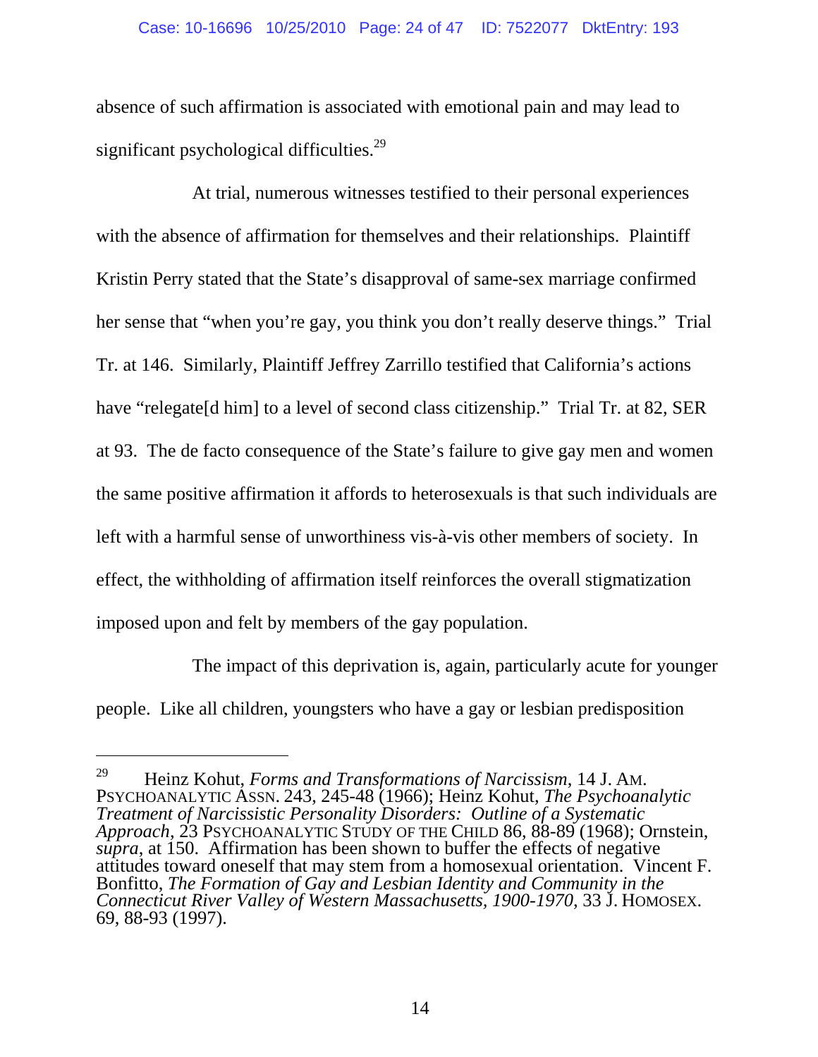absence of such affirmation is associated with emotional pain and may lead to significant psychological difficulties.[29]

At trial, numerous witnesses testified to their personal experiences with the absence of affirmation for themselves and their relationships. Plaintiff Kristin Perry stated that the State's disapproval of same-sex marriage confirmed her sense that "when you're gay, you think you don't really deserve things." Trial Tr. at 146. Similarly, Plaintiff Jeffrey Zarrillo testified that California's actions have "relegate[d him] to a level of second class citizenship." Trial Tr. at 82, SER at 93. The de facto consequence of the State's failure to give gay men and women the same positive affirmation it affords to heterosexuals is that such individuals are left with a harmful sense of unworthiness vis-à-vis other members of society. In effect, the withholding of affirmation itself reinforces the overall stigmatization imposed upon and felt by members of the gay population.

The impact of this deprivation is, again, particularly acute for younger people. Like all children, youngsters who have a gay or lesbian predisposition

---

[29] Heinz Kohut, *Forms and Transformations of Narcissism*, 14 J. AM. PSYCHOANALYTIC ASSN. 243, 245-48 (1966); Heinz Kohut, *The Psychoanalytic Treatment of Narcissistic Personality Disorders: Outline of a Systematic Approach*, 23 PSYCHOANALYTIC STUDY OF THE CHILD 86, 88-89 (1968); Ornstein, *supra*, at 150. Affirmation has been shown to buffer the effects of negative attitudes toward oneself that may stem from a homosexual orientation. Vincent F. Bonfitto, *The Formation of Gay and Lesbian Identity and Community in the Connecticut River Valley of Western Massachusetts, 1900-1970*, 33 J. HOMOSEX. 69, 88-93 (1997).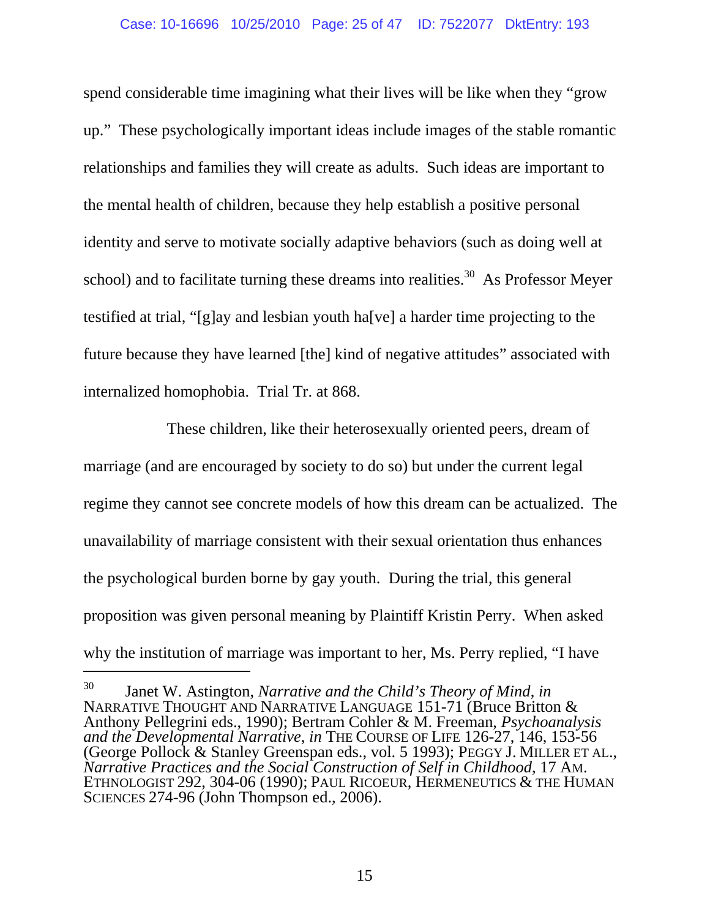spend considerable time imagining what their lives will be like when they "grow up." These psychologically important ideas include images of the stable romantic relationships and families they will create as adults. Such ideas are important to the mental health of children, because they help establish a positive personal identity and serve to motivate socially adaptive behaviors (such as doing well at school) and to facilitate turning these dreams into realities.[30] As Professor Meyer testified at trial, "[g]ay and lesbian youth ha[ve] a harder time projecting to the future because they have learned [the] kind of negative attitudes" associated with internalized homophobia. Trial Tr. at 868.

These children, like their heterosexually oriented peers, dream of marriage (and are encouraged by society to do so) but under the current legal regime they cannot see concrete models of how this dream can be actualized. The unavailability of marriage consistent with their sexual orientation thus enhances the psychological burden borne by gay youth. During the trial, this general proposition was given personal meaning by Plaintiff Kristin Perry. When asked why the institution of marriage was important to her, Ms. Perry replied, "I have

---

[30] Janet W. Astington, *Narrative and the Child's Theory of Mind*, *in* NARRATIVE THOUGHT AND NARRATIVE LANGUAGE 151-71 (Bruce Britton & Anthony Pellegrini eds., 1990); Bertram Cohler & M. Freeman, *Psychoanalysis and the Developmental Narrative*, *in* THE COURSE OF LIFE 126-27, 146, 153-56 (George Pollock & Stanley Greenspan eds., vol. 5 1993); PEGGY J. MILLER ET AL., *Narrative Practices and the Social Construction of Self in Childhood*, 17 AM. ETHNOLOGIST 292, 304-06 (1990); PAUL RICOEUR, HERMENEUTICS & THE HUMAN SCIENCES 274-96 (John Thompson ed., 2006).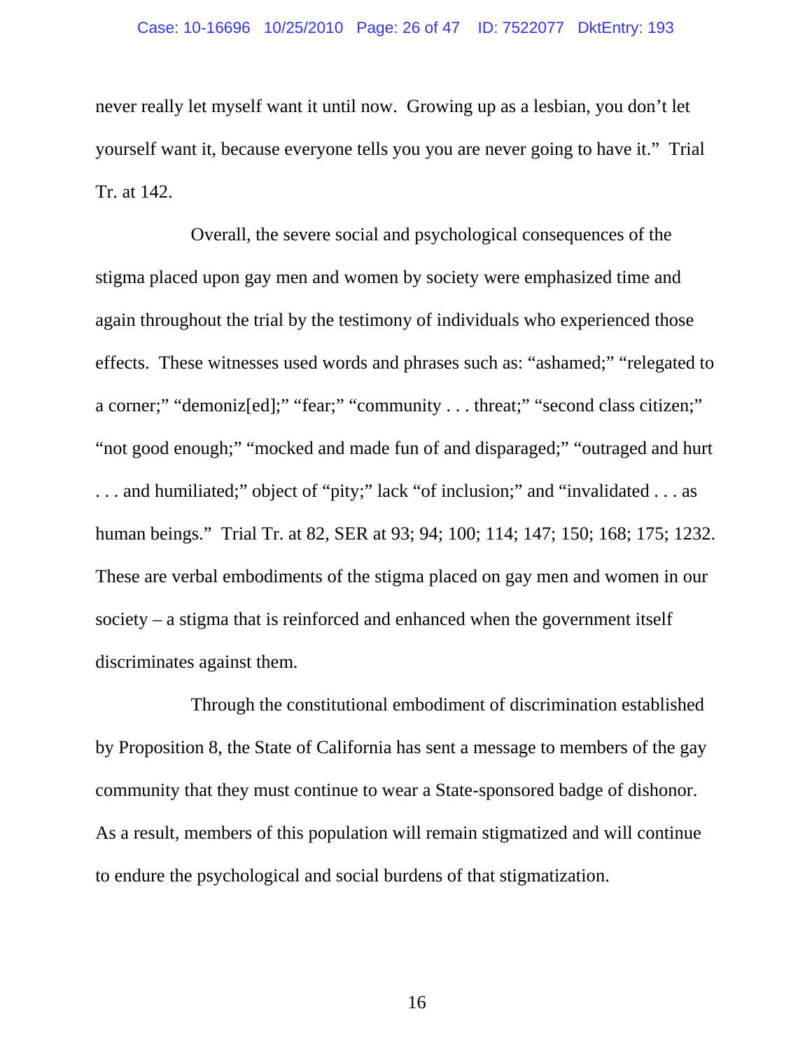never really let myself want it until now. Growing up as a lesbian, you don't let yourself want it, because everyone tells you you are never going to have it." Trial Tr. at 142.

Overall, the severe social and psychological consequences of the stigma placed upon gay men and women by society were emphasized time and again throughout the trial by the testimony of individuals who experienced those effects. These witnesses used words and phrases such as: "ashamed;" "relegated to a corner;" "demoniz[ed];" "fear;" "community . . . threat;" "second class citizen;" "not good enough;" "mocked and made fun of and disparaged;" "outraged and hurt . . . and humiliated;" object of "pity;" lack "of inclusion;" and "invalidated . . . as human beings." Trial Tr. at 82, SER at 93; 94; 100; 114; 147; 150; 168; 175; 1232. These are verbal embodiments of the stigma placed on gay men and women in our society – a stigma that is reinforced and enhanced when the government itself discriminates against them.

Through the constitutional embodiment of discrimination established by Proposition 8, the State of California has sent a message to members of the gay community that they must continue to wear a State-sponsored badge of dishonor. As a result, members of this population will remain stigmatized and will continue to endure the psychological and social burdens of that stigmatization.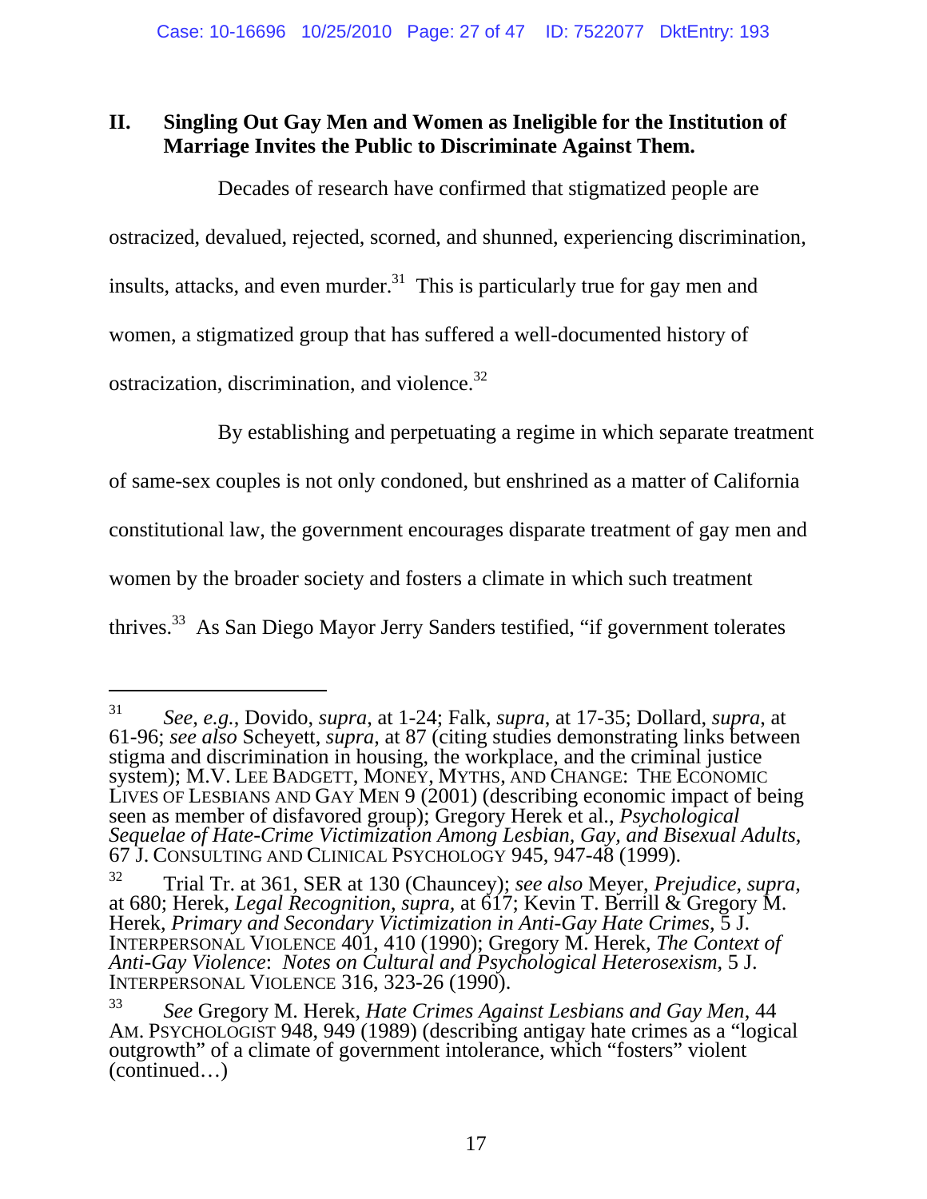## II. Singling Out Gay Men and Women as Ineligible for the Institution of Marriage Invites the Public to Discriminate Against Them.

Decades of research have confirmed that stigmatized people are ostracized, devalued, rejected, scorned, and shunned, experiencing discrimination, insults, attacks, and even murder.[31] This is particularly true for gay men and women, a stigmatized group that has suffered a well-documented history of ostracization, discrimination, and violence.[32]

By establishing and perpetuating a regime in which separate treatment of same-sex couples is not only condoned, but enshrined as a matter of California constitutional law, the government encourages disparate treatment of gay men and women by the broader society and fosters a climate in which such treatment thrives.[33] As San Diego Mayor Jerry Sanders testified, "if government tolerates

---

[31] *See, e.g.*, Dovido, *supra*, at 1-24; Falk, *supra*, at 17-35; Dollard, *supra*, at 61-96; *see also* Scheyett, *supra*, at 87 (citing studies demonstrating links between stigma and discrimination in housing, the workplace, and the criminal justice system); M.V. LEE BADGETT, MONEY, MYTHS, AND CHANGE: THE ECONOMIC LIVES OF LESBIANS AND GAY MEN 9 (2001) (describing economic impact of being seen as member of disfavored group); Gregory Herek et al., *Psychological Sequelae of Hate-Crime Victimization Among Lesbian, Gay, and Bisexual Adults*, 67 J. CONSULTING AND CLINICAL PSYCHOLOGY 945, 947-48 (1999).

[32] Trial Tr. at 361, SER at 130 (Chauncey); *see also* Meyer, *Prejudice*, *supra*, at 680; Herek, *Legal Recognition*, *supra*, at 617; Kevin T. Berrill & Gregory M. Herek, *Primary and Secondary Victimization in Anti-Gay Hate Crimes*, 5 J. INTERPERSONAL VIOLENCE 401, 410 (1990); Gregory M. Herek, *The Context of Anti-Gay Violence*: *Notes on Cultural and Psychological Heterosexism*, 5 J. INTERPERSONAL VIOLENCE 316, 323-26 (1990).

[33] *See* Gregory M. Herek, *Hate Crimes Against Lesbians and Gay Men*, 44 AM. PSYCHOLOGIST 948, 949 (1989) (describing antigay hate crimes as a "logical outgrowth" of a climate of government intolerance, which "fosters" violent (continued…)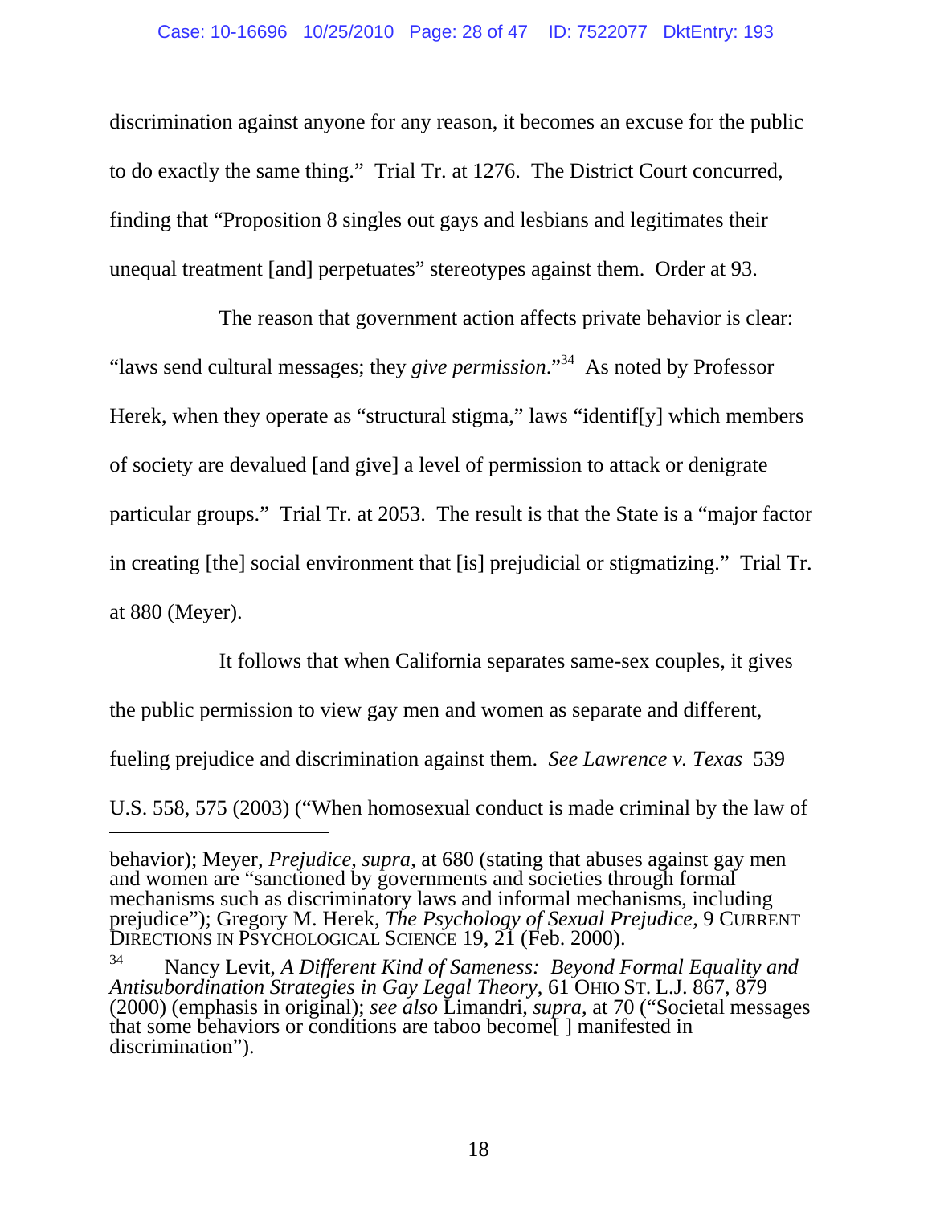discrimination against anyone for any reason, it becomes an excuse for the public to do exactly the same thing." Trial Tr. at 1276. The District Court concurred, finding that "Proposition 8 singles out gays and lesbians and legitimates their unequal treatment [and] perpetuates" stereotypes against them. Order at 93.

The reason that government action affects private behavior is clear: "laws send cultural messages; they *give permission*."[34] As noted by Professor Herek, when they operate as "structural stigma," laws "identif[y] which members of society are devalued [and give] a level of permission to attack or denigrate particular groups." Trial Tr. at 2053. The result is that the State is a "major factor in creating [the] social environment that [is] prejudicial or stigmatizing." Trial Tr. at 880 (Meyer).

It follows that when California separates same-sex couples, it gives the public permission to view gay men and women as separate and different, fueling prejudice and discrimination against them. *See Lawrence v. Texas* 539 U.S. 558, 575 (2003) ("When homosexual conduct is made criminal by the law of

---

behavior); Meyer, *Prejudice*, *supra*, at 680 (stating that abuses against gay men and women are "sanctioned by governments and societies through formal mechanisms such as discriminatory laws and informal mechanisms, including prejudice"); Gregory M. Herek, *The Psychology of Sexual Prejudice*, 9 CURRENT DIRECTIONS IN PSYCHOLOGICAL SCIENCE 19, 21 (Feb. 2000).

[34] Nancy Levit, *A Different Kind of Sameness: Beyond Formal Equality and Antisubordination Strategies in Gay Legal Theory*, 61 OHIO ST. L.J. 867, 879 (2000) (emphasis in original); *see also* Limandri, *supra*, at 70 ("Societal messages that some behaviors or conditions are taboo become[ ] manifested in discrimination").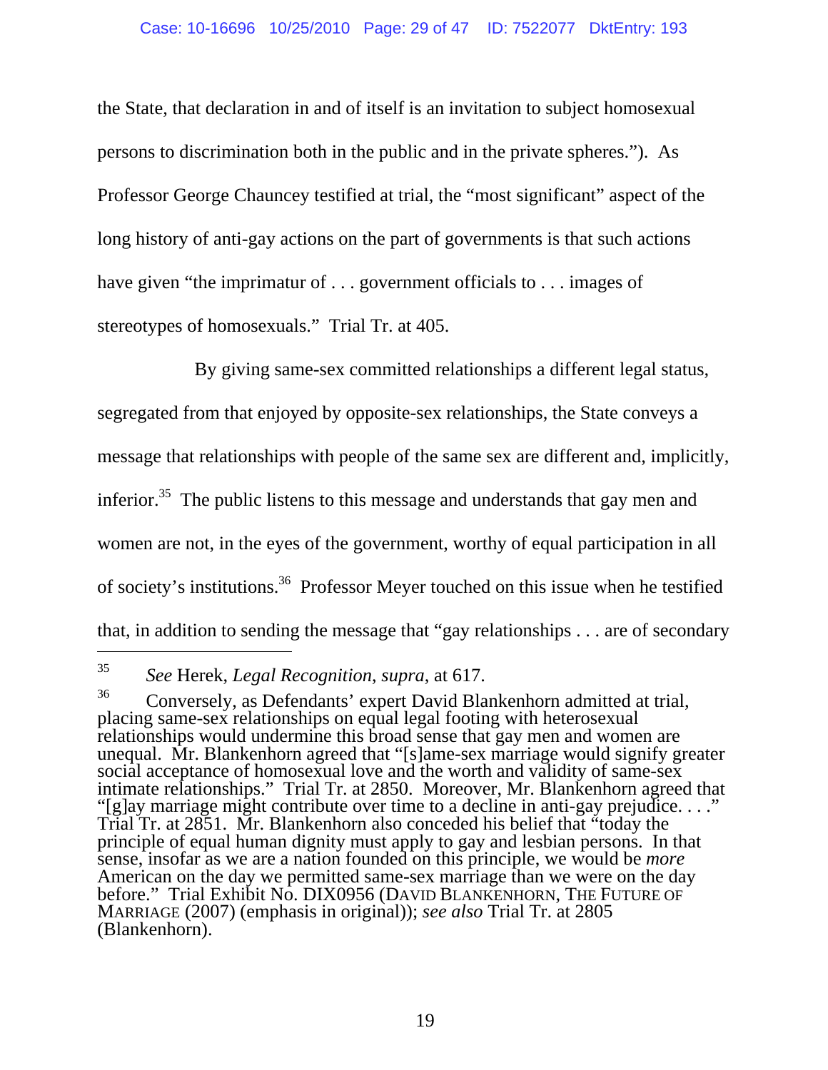the State, that declaration in and of itself is an invitation to subject homosexual persons to discrimination both in the public and in the private spheres."). As Professor George Chauncey testified at trial, the "most significant" aspect of the long history of anti-gay actions on the part of governments is that such actions have given "the imprimatur of . . . government officials to . . . images of stereotypes of homosexuals." Trial Tr. at 405.

By giving same-sex committed relationships a different legal status, segregated from that enjoyed by opposite-sex relationships, the State conveys a message that relationships with people of the same sex are different and, implicitly, inferior.[35] The public listens to this message and understands that gay men and women are not, in the eyes of the government, worthy of equal participation in all of society's institutions.[36] Professor Meyer touched on this issue when he testified that, in addition to sending the message that "gay relationships . . . are of secondary

---

[35] *See* Herek, *Legal Recognition*, *supra*, at 617.

[36] Conversely, as Defendants' expert David Blankenhorn admitted at trial, placing same-sex relationships on equal legal footing with heterosexual relationships would undermine this broad sense that gay men and women are unequal. Mr. Blankenhorn agreed that "[s]ame-sex marriage would signify greater social acceptance of homosexual love and the worth and validity of same-sex intimate relationships." Trial Tr. at 2850. Moreover, Mr. Blankenhorn agreed that "[g]ay marriage might contribute over time to a decline in anti-gay prejudice. . . ." Trial Tr. at 2851. Mr. Blankenhorn also conceded his belief that "today the principle of equal human dignity must apply to gay and lesbian persons. In that sense, insofar as we are a nation founded on this principle, we would be *more* American on the day we permitted same-sex marriage than we were on the day before." Trial Exhibit No. DIX0956 (DAVID BLANKENHORN, THE FUTURE OF MARRIAGE (2007) (emphasis in original)); *see also* Trial Tr. at 2805 (Blankenhorn).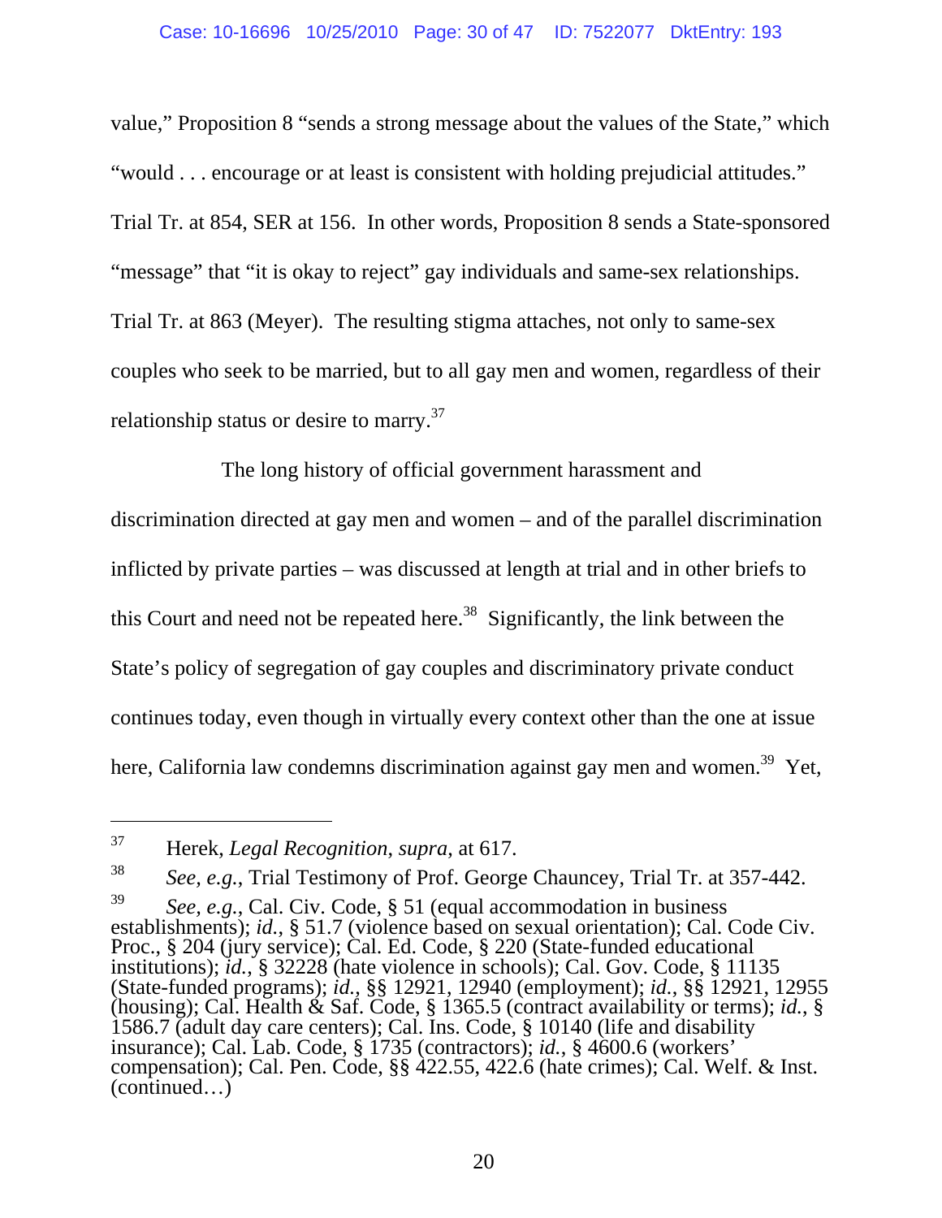value," Proposition 8 "sends a strong message about the values of the State," which "would . . . encourage or at least is consistent with holding prejudicial attitudes." Trial Tr. at 854, SER at 156. In other words, Proposition 8 sends a State-sponsored "message" that "it is okay to reject" gay individuals and same-sex relationships. Trial Tr. at 863 (Meyer). The resulting stigma attaches, not only to same-sex couples who seek to be married, but to all gay men and women, regardless of their relationship status or desire to marry.[37]

The long history of official government harassment and discrimination directed at gay men and women – and of the parallel discrimination inflicted by private parties – was discussed at length at trial and in other briefs to this Court and need not be repeated here.[38] Significantly, the link between the State's policy of segregation of gay couples and discriminatory private conduct continues today, even though in virtually every context other than the one at issue here, California law condemns discrimination against gay men and women.[39] Yet,

---

[37] Herek, *Legal Recognition*, *supra*, at 617.

[38] *See, e.g.*, Trial Testimony of Prof. George Chauncey, Trial Tr. at 357-442.

[39] *See, e.g.*, Cal. Civ. Code, § 51 (equal accommodation in business establishments); *id.*, § 51.7 (violence based on sexual orientation); Cal. Code Civ. Proc., § 204 (jury service); Cal. Ed. Code, § 220 (State-funded educational institutions); *id.*, § 32228 (hate violence in schools); Cal. Gov. Code, § 11135 (State-funded programs); *id.*, §§ 12921, 12940 (employment); *id.*, §§ 12921, 12955 (housing); Cal. Health & Saf. Code, § 1365.5 (contract availability or terms); *id.*, § 1586.7 (adult day care centers); Cal. Ins. Code, § 10140 (life and disability insurance); Cal. Lab. Code, § 1735 (contractors); *id.*, § 4600.6 (workers' compensation); Cal. Pen. Code, §§ 422.55, 422.6 (hate crimes); Cal. Welf. & Inst. (continued…)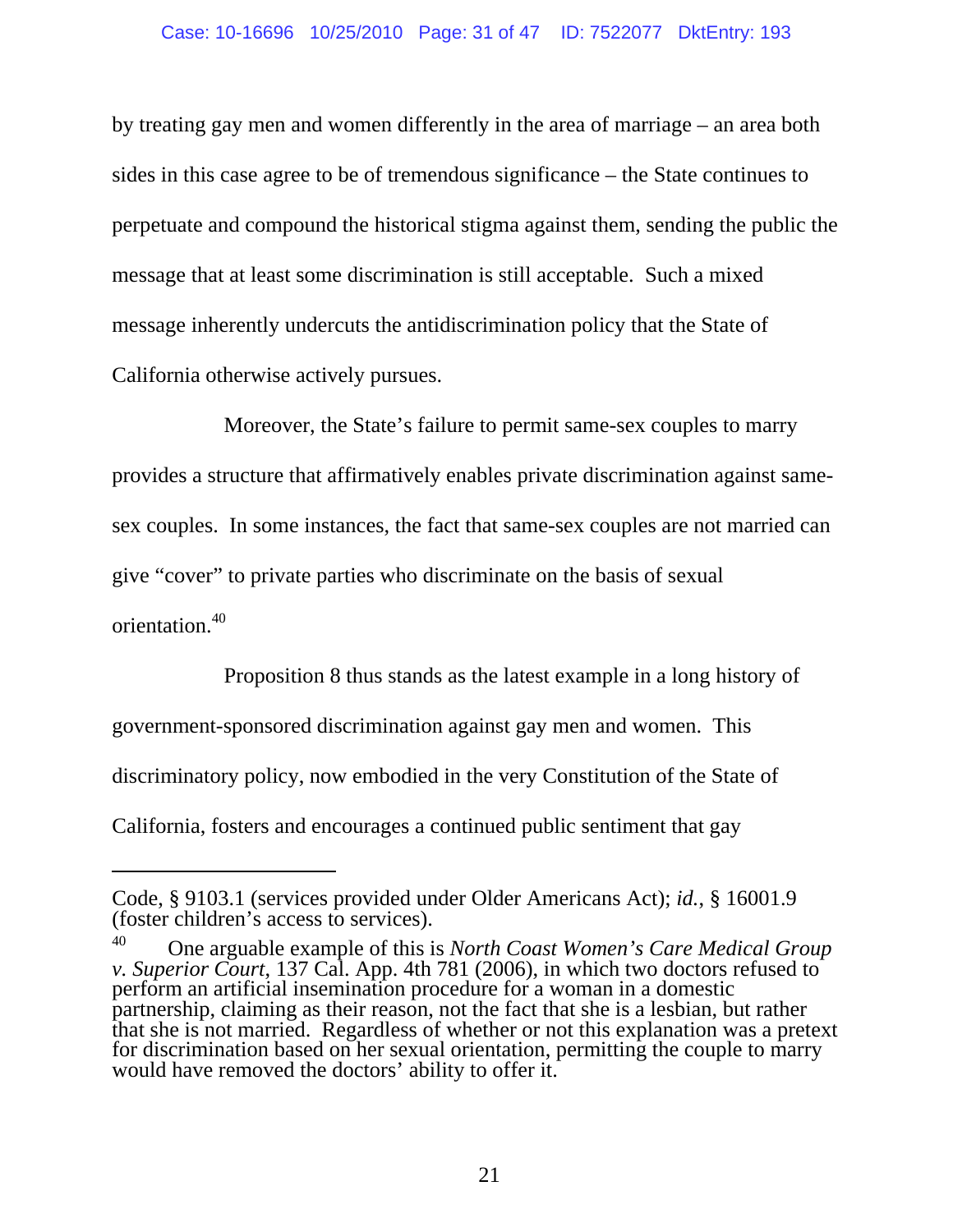by treating gay men and women differently in the area of marriage – an area both sides in this case agree to be of tremendous significance – the State continues to perpetuate and compound the historical stigma against them, sending the public the message that at least some discrimination is still acceptable. Such a mixed message inherently undercuts the antidiscrimination policy that the State of California otherwise actively pursues.

Moreover, the State's failure to permit same-sex couples to marry provides a structure that affirmatively enables private discrimination against same-sex couples. In some instances, the fact that same-sex couples are not married can give "cover" to private parties who discriminate on the basis of sexual orientation.[40]

Proposition 8 thus stands as the latest example in a long history of government-sponsored discrimination against gay men and women. This discriminatory policy, now embodied in the very Constitution of the State of California, fosters and encourages a continued public sentiment that gay

---

Code, § 9103.1 (services provided under Older Americans Act); *id.*, § 16001.9 (foster children's access to services).

[40] One arguable example of this is *North Coast Women's Care Medical Group v. Superior Court*, 137 Cal. App. 4th 781 (2006), in which two doctors refused to perform an artificial insemination procedure for a woman in a domestic partnership, claiming as their reason, not the fact that she is a lesbian, but rather that she is not married. Regardless of whether or not this explanation was a pretext for discrimination based on her sexual orientation, permitting the couple to marry would have removed the doctors' ability to offer it.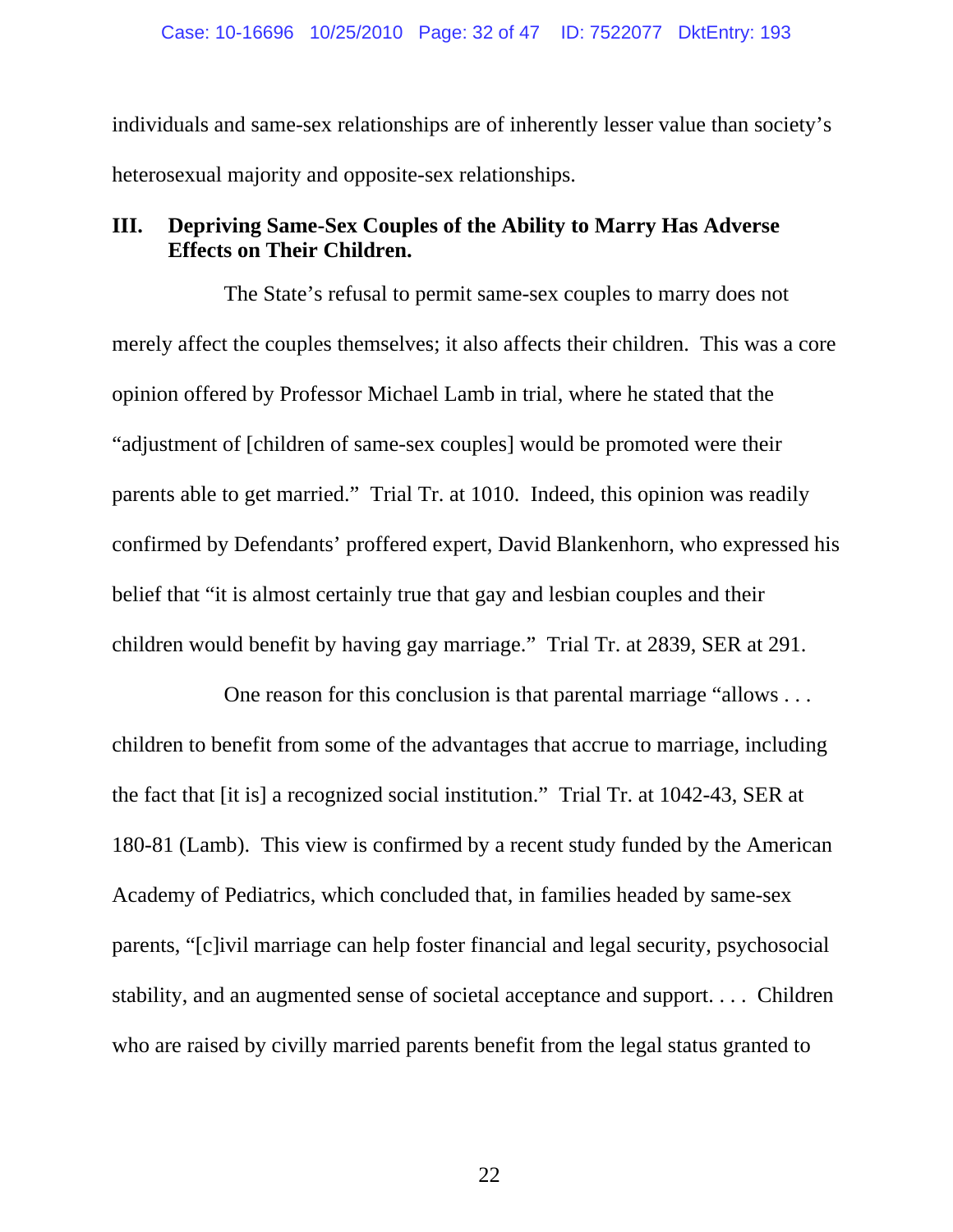individuals and same-sex relationships are of inherently lesser value than society's heterosexual majority and opposite-sex relationships.

## III. Depriving Same-Sex Couples of the Ability to Marry Has Adverse Effects on Their Children.

The State's refusal to permit same-sex couples to marry does not merely affect the couples themselves; it also affects their children. This was a core opinion offered by Professor Michael Lamb in trial, where he stated that the "adjustment of [children of same-sex couples] would be promoted were their parents able to get married." Trial Tr. at 1010. Indeed, this opinion was readily confirmed by Defendants' proffered expert, David Blankenhorn, who expressed his belief that "it is almost certainly true that gay and lesbian couples and their children would benefit by having gay marriage." Trial Tr. at 2839, SER at 291.

One reason for this conclusion is that parental marriage "allows . . . children to benefit from some of the advantages that accrue to marriage, including the fact that [it is] a recognized social institution." Trial Tr. at 1042-43, SER at 180-81 (Lamb). This view is confirmed by a recent study funded by the American Academy of Pediatrics, which concluded that, in families headed by same-sex parents, "[c]ivil marriage can help foster financial and legal security, psychosocial stability, and an augmented sense of societal acceptance and support. . . . Children who are raised by civilly married parents benefit from the legal status granted to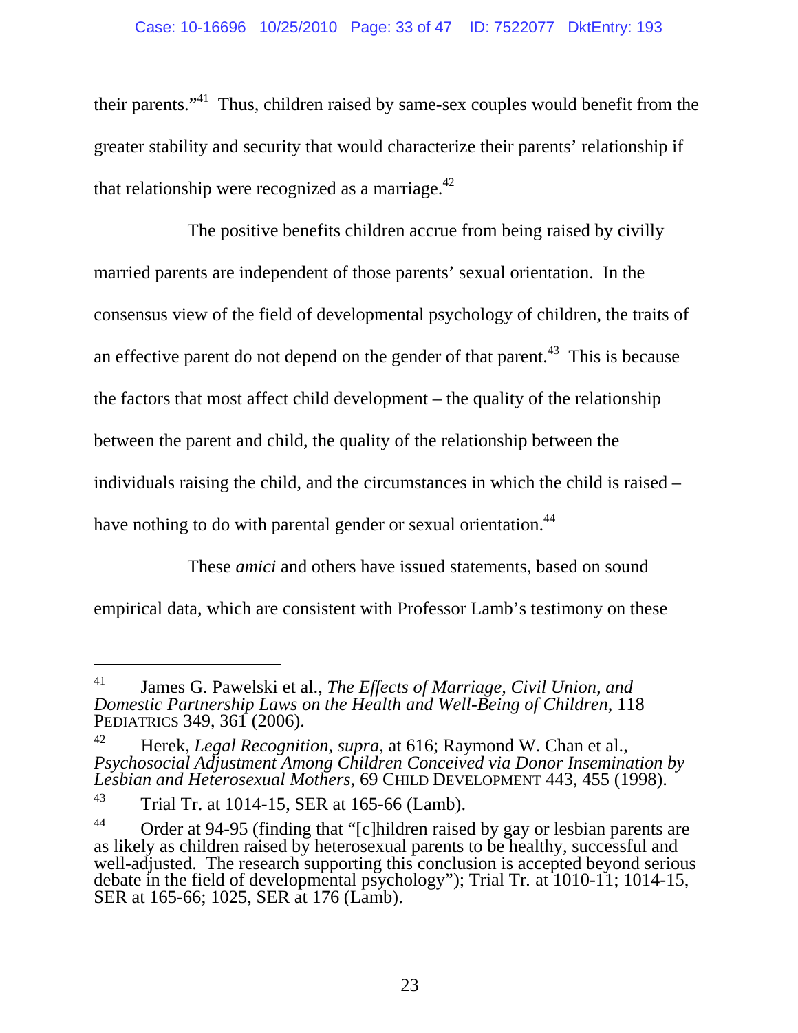their parents."[41] Thus, children raised by same-sex couples would benefit from the greater stability and security that would characterize their parents' relationship if that relationship were recognized as a marriage.[42]

The positive benefits children accrue from being raised by civilly married parents are independent of those parents' sexual orientation. In the consensus view of the field of developmental psychology of children, the traits of an effective parent do not depend on the gender of that parent.[43] This is because the factors that most affect child development – the quality of the relationship between the parent and child, the quality of the relationship between the individuals raising the child, and the circumstances in which the child is raised – have nothing to do with parental gender or sexual orientation.[44]

These *amici* and others have issued statements, based on sound empirical data, which are consistent with Professor Lamb's testimony on these

---

[41] James G. Pawelski et al., *The Effects of Marriage, Civil Union, and Domestic Partnership Laws on the Health and Well-Being of Children*, 118 PEDIATRICS 349, 361 (2006).

[42] Herek, *Legal Recognition*, *supra*, at 616; Raymond W. Chan et al., *Psychosocial Adjustment Among Children Conceived via Donor Insemination by Lesbian and Heterosexual Mothers*, 69 CHILD DEVELOPMENT 443, 455 (1998).

[43] Trial Tr. at 1014-15, SER at 165-66 (Lamb).

[44] Order at 94-95 (finding that "[c]hildren raised by gay or lesbian parents are as likely as children raised by heterosexual parents to be healthy, successful and well-adjusted. The research supporting this conclusion is accepted beyond serious debate in the field of developmental psychology"); Trial Tr. at 1010-11; 1014-15, SER at 165-66; 1025, SER at 176 (Lamb).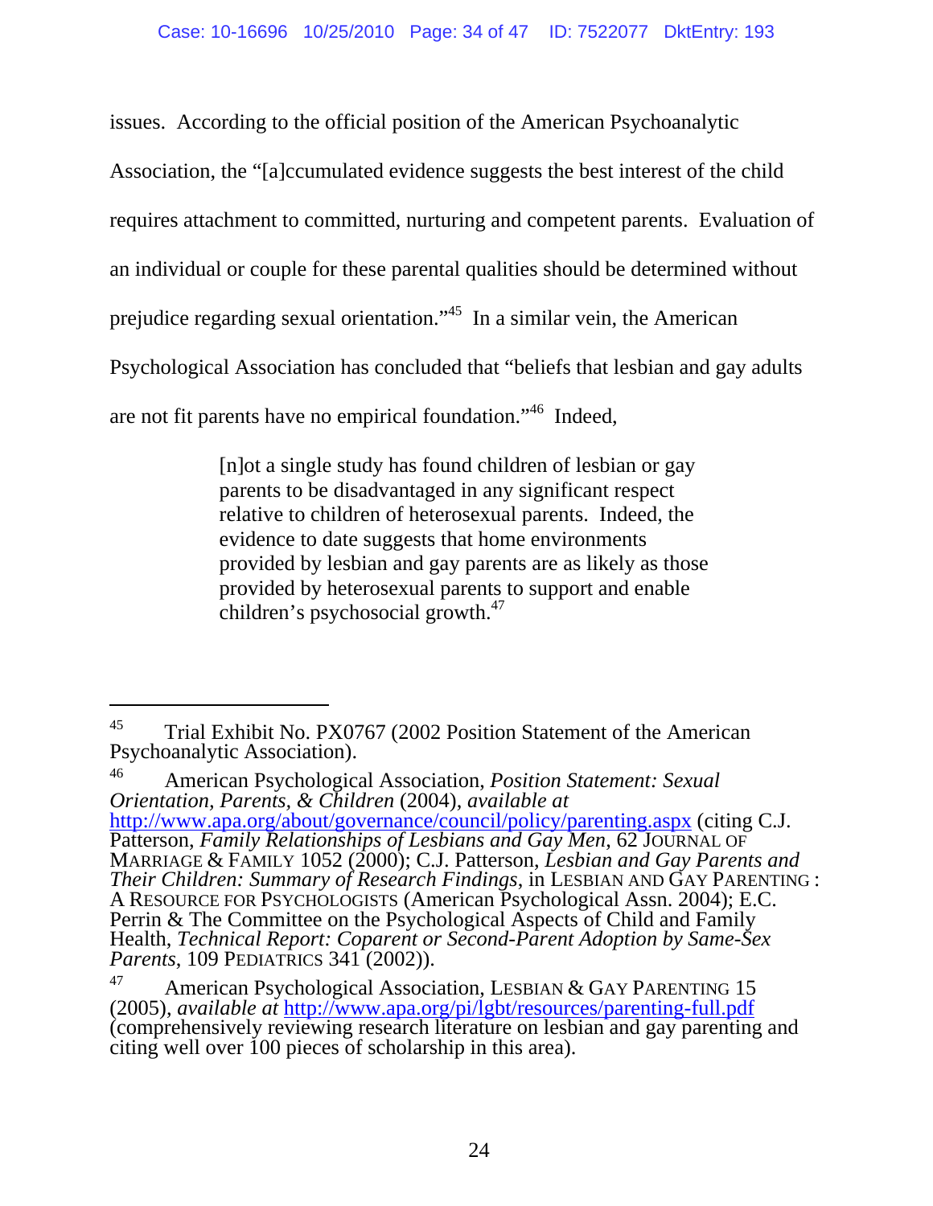issues. According to the official position of the American Psychoanalytic Association, the "[a]ccumulated evidence suggests the best interest of the child requires attachment to committed, nurturing and competent parents. Evaluation of an individual or couple for these parental qualities should be determined without prejudice regarding sexual orientation."[45] In a similar vein, the American Psychological Association has concluded that "beliefs that lesbian and gay adults are not fit parents have no empirical foundation."[46] Indeed,

> [n]ot a single study has found children of lesbian or gay parents to be disadvantaged in any significant respect relative to children of heterosexual parents. Indeed, the evidence to date suggests that home environments provided by lesbian and gay parents are as likely as those provided by heterosexual parents to support and enable children's psychosocial growth.[47]

---

[45] Trial Exhibit No. PX0767 (2002 Position Statement of the American Psychoanalytic Association).

[46] American Psychological Association, *Position Statement: Sexual Orientation, Parents, & Children* (2004), *available at* http://www.apa.org/about/governance/council/policy/parenting.aspx (citing C.J. Patterson, *Family Relationships of Lesbians and Gay Men*, 62 JOURNAL OF MARRIAGE & FAMILY 1052 (2000); C.J. Patterson, *Lesbian and Gay Parents and Their Children: Summary of Research Findings*, in LESBIAN AND GAY PARENTING : A RESOURCE FOR PSYCHOLOGISTS (American Psychological Assn. 2004); E.C. Perrin & The Committee on the Psychological Aspects of Child and Family Health, *Technical Report: Coparent or Second-Parent Adoption by Same-Sex Parents*, 109 PEDIATRICS 341 (2002)).

[47] American Psychological Association, LESBIAN & GAY PARENTING 15 (2005), *available at* http://www.apa.org/pi/lgbt/resources/parenting-full.pdf (comprehensively reviewing research literature on lesbian and gay parenting and citing well over 100 pieces of scholarship in this area).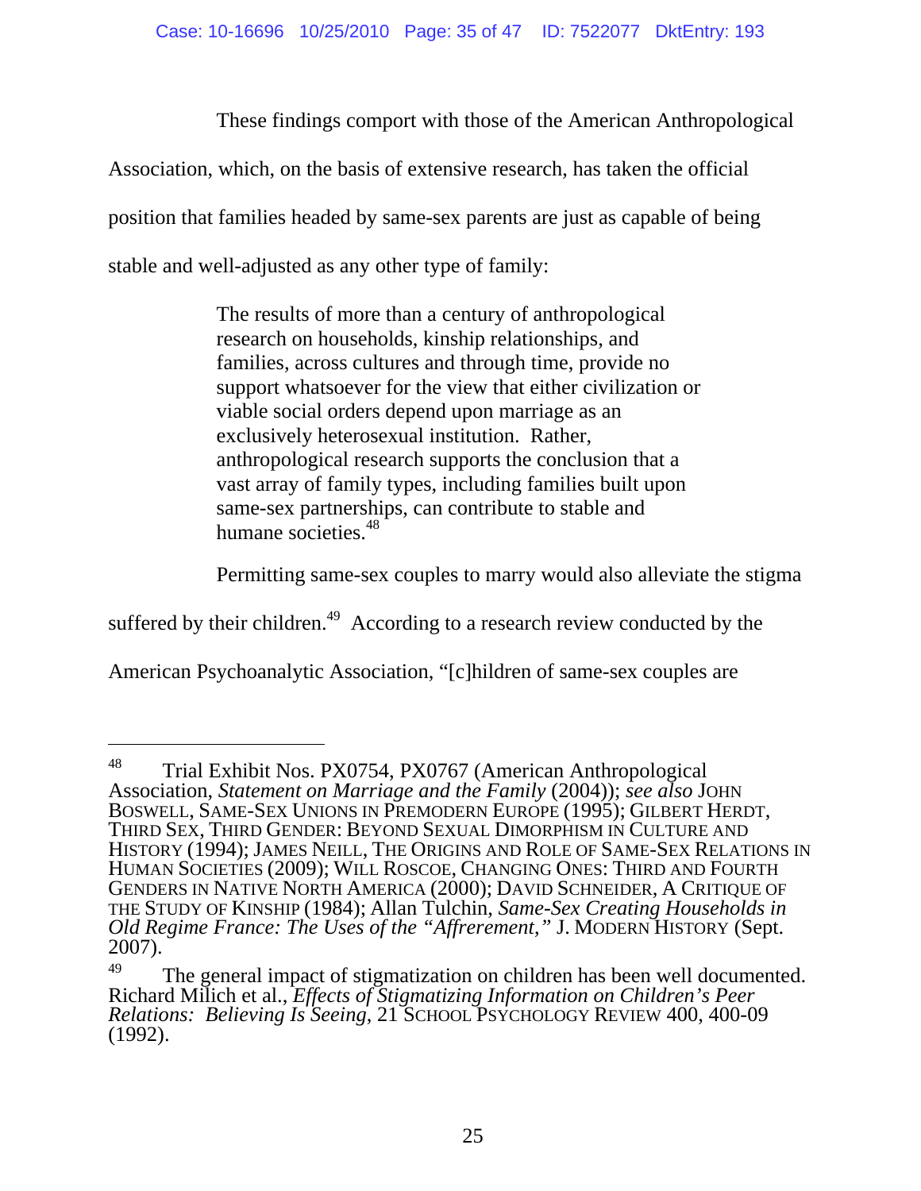These findings comport with those of the American Anthropological Association, which, on the basis of extensive research, has taken the official position that families headed by same-sex parents are just as capable of being stable and well-adjusted as any other type of family:

> The results of more than a century of anthropological research on households, kinship relationships, and families, across cultures and through time, provide no support whatsoever for the view that either civilization or viable social orders depend upon marriage as an exclusively heterosexual institution. Rather, anthropological research supports the conclusion that a vast array of family types, including families built upon same-sex partnerships, can contribute to stable and humane societies.[48]

Permitting same-sex couples to marry would also alleviate the stigma suffered by their children.[49] According to a research review conducted by the American Psychoanalytic Association, "[c]hildren of same-sex couples are

---

[48] Trial Exhibit Nos. PX0754, PX0767 (American Anthropological Association, *Statement on Marriage and the Family* (2004)); *see also* JOHN BOSWELL, SAME-SEX UNIONS IN PREMODERN EUROPE (1995); GILBERT HERDT, THIRD SEX, THIRD GENDER: BEYOND SEXUAL DIMORPHISM IN CULTURE AND HISTORY (1994); JAMES NEILL, THE ORIGINS AND ROLE OF SAME-SEX RELATIONS IN HUMAN SOCIETIES (2009); WILL ROSCOE, CHANGING ONES: THIRD AND FOURTH GENDERS IN NATIVE NORTH AMERICA (2000); DAVID SCHNEIDER, A CRITIQUE OF THE STUDY OF KINSHIP (1984); Allan Tulchin, *Same-Sex Creating Households in Old Regime France: The Uses of the "Affrerement,"* J. MODERN HISTORY (Sept. 2007).

[49] The general impact of stigmatization on children has been well documented. Richard Milich et al., *Effects of Stigmatizing Information on Children's Peer Relations: Believing Is Seeing*, 21 SCHOOL PSYCHOLOGY REVIEW 400, 400-09 (1992).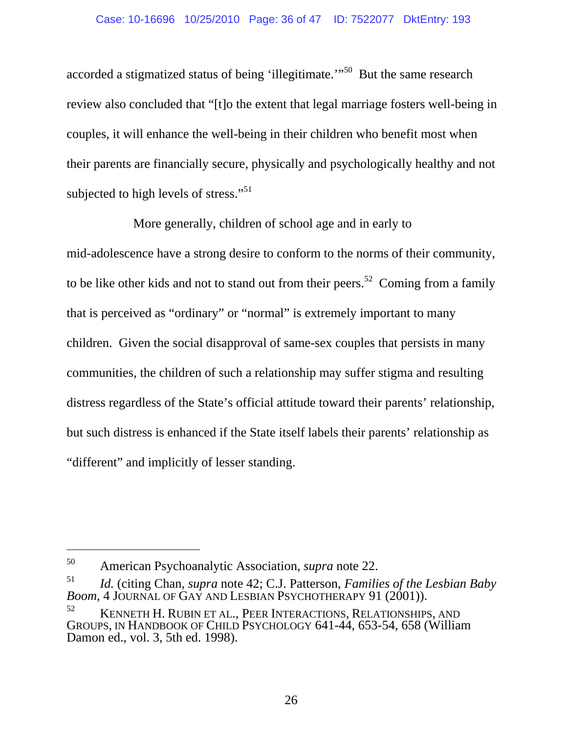accorded a stigmatized status of being 'illegitimate.'"[50] But the same research review also concluded that "[t]o the extent that legal marriage fosters well-being in couples, it will enhance the well-being in their children who benefit most when their parents are financially secure, physically and psychologically healthy and not subjected to high levels of stress."[51]

More generally, children of school age and in early to mid-adolescence have a strong desire to conform to the norms of their community, to be like other kids and not to stand out from their peers.[52] Coming from a family that is perceived as "ordinary" or "normal" is extremely important to many children. Given the social disapproval of same-sex couples that persists in many communities, the children of such a relationship may suffer stigma and resulting distress regardless of the State's official attitude toward their parents' relationship, but such distress is enhanced if the State itself labels their parents' relationship as "different" and implicitly of lesser standing.

---

[50] American Psychoanalytic Association, *supra* note 22.

[51] *Id.* (citing Chan, *supra* note 42; C.J. Patterson, *Families of the Lesbian Baby Boom*, 4 JOURNAL OF GAY AND LESBIAN PSYCHOTHERAPY 91 (2001)).

[52] KENNETH H. RUBIN ET AL., PEER INTERACTIONS, RELATIONSHIPS, AND GROUPS, IN HANDBOOK OF CHILD PSYCHOLOGY 641-44, 653-54, 658 (William Damon ed., vol. 3, 5th ed. 1998).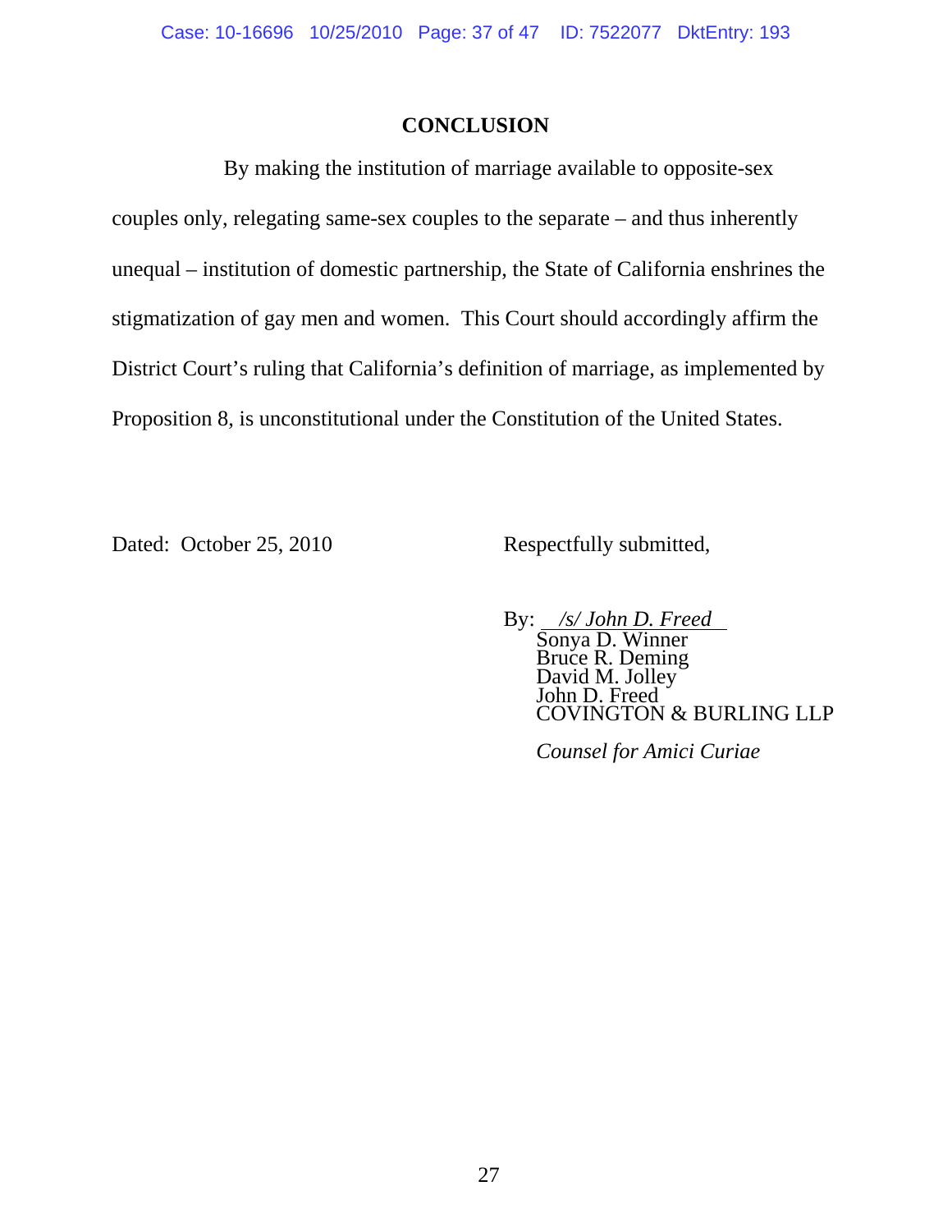## CONCLUSION

By making the institution of marriage available to opposite-sex couples only, relegating same-sex couples to the separate – and thus inherently unequal – institution of domestic partnership, the State of California enshrines the stigmatization of gay men and women. This Court should accordingly affirm the District Court's ruling that California's definition of marriage, as implemented by Proposition 8, is unconstitutional under the Constitution of the United States.

Dated: October 25, 2010

Respectfully submitted,

By: *\/s\/ John D. Freed*

Sonya D. Winner
Bruce R. Deming
David M. Jolley
John D. Freed
COVINGTON & BURLING LLP

*Counsel for Amici Curiae*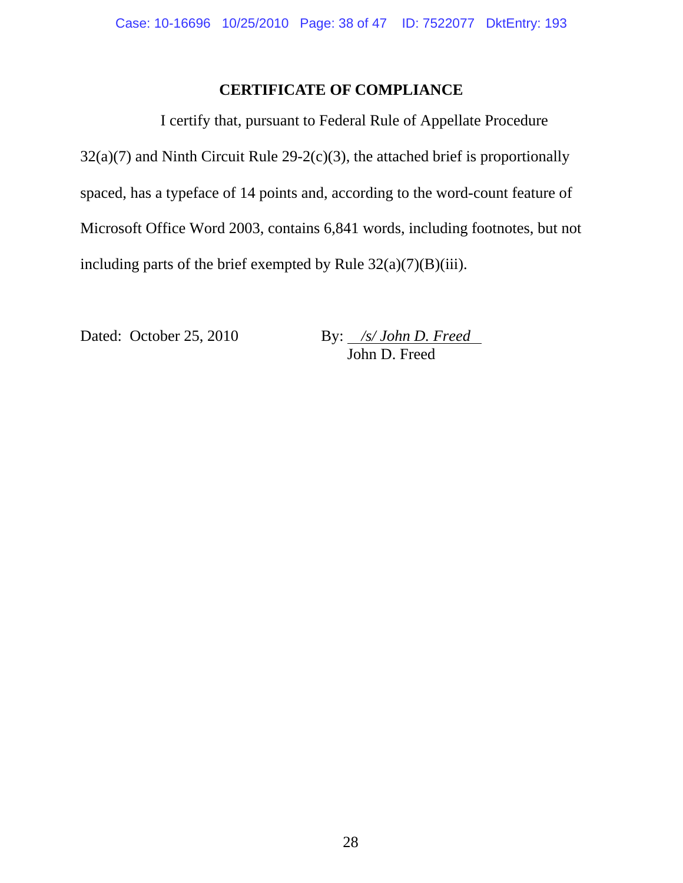## CERTIFICATE OF COMPLIANCE

I certify that, pursuant to Federal Rule of Appellate Procedure 32(a)(7) and Ninth Circuit Rule 29-2(c)(3), the attached brief is proportionally spaced, has a typeface of 14 points and, according to the word-count feature of Microsoft Office Word 2003, contains 6,841 words, including footnotes, but not including parts of the brief exempted by Rule 32(a)(7)(B)(iii).

Dated: October 25, 2010

By: *\/s/ John D. Freed*
John D. Freed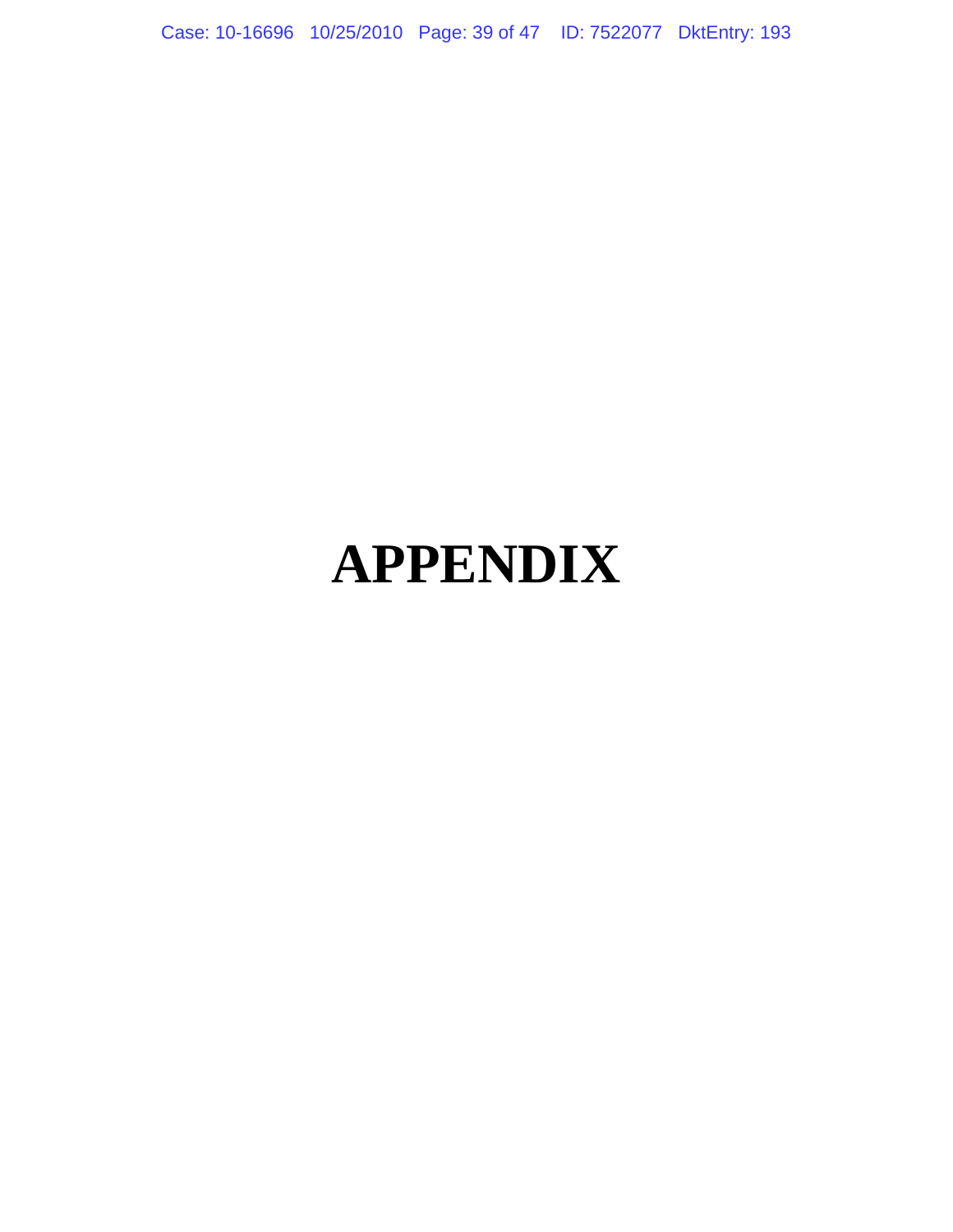# APPENDIX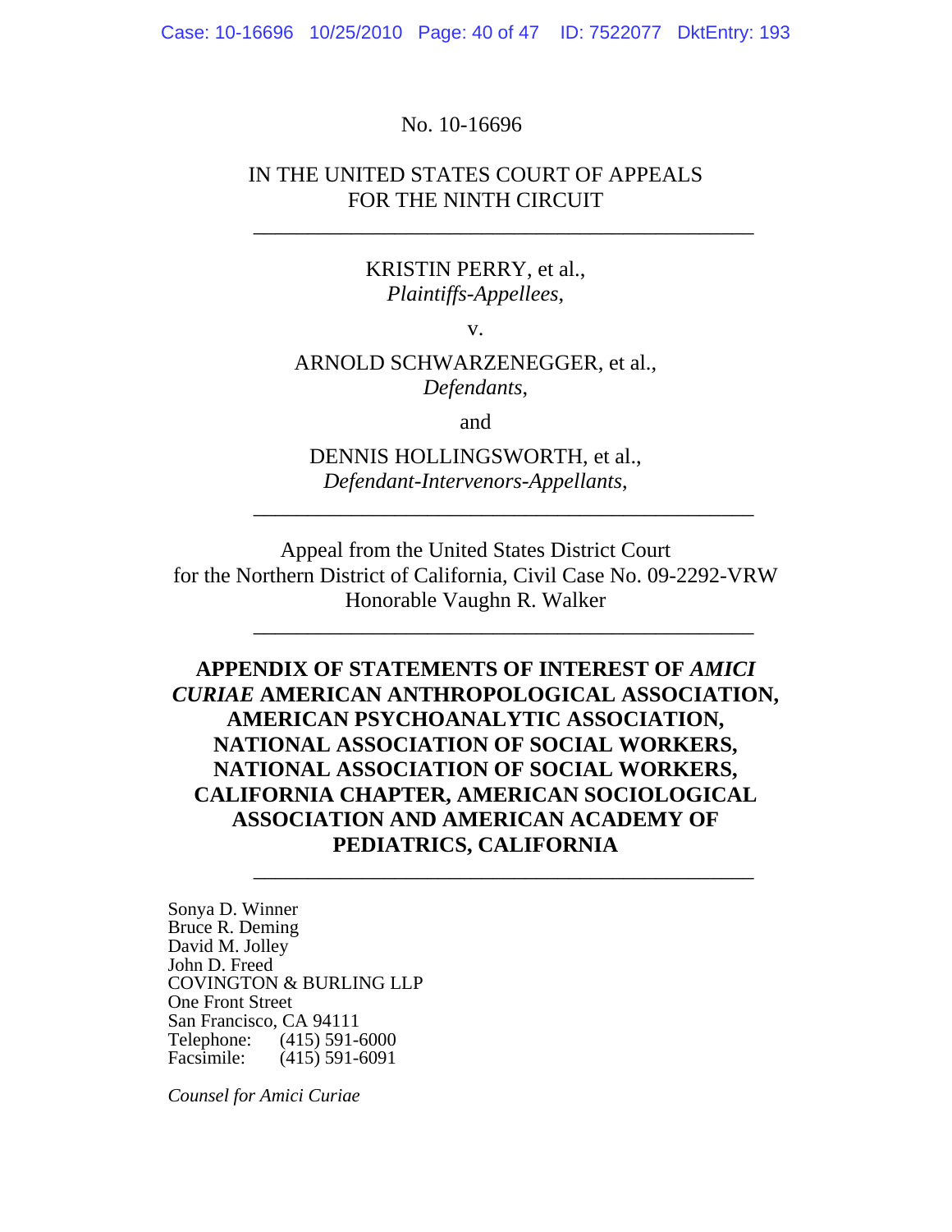No. 10-16696

IN THE UNITED STATES COURT OF APPEALS
FOR THE NINTH CIRCUIT

---

KRISTIN PERRY, et al.,
*Plaintiffs-Appellees*,

v.

ARNOLD SCHWARZENEGGER, et al.,
*Defendants*,

and

DENNIS HOLLINGSWORTH, et al.,
*Defendant-Intervenors-Appellants*,

---

Appeal from the United States District Court
for the Northern District of California, Civil Case No. 09-2292-VRW
Honorable Vaughn R. Walker

---

**APPENDIX OF STATEMENTS OF INTEREST OF *AMICI CURIAE* AMERICAN ANTHROPOLOGICAL ASSOCIATION, AMERICAN PSYCHOANALYTIC ASSOCIATION, NATIONAL ASSOCIATION OF SOCIAL WORKERS, NATIONAL ASSOCIATION OF SOCIAL WORKERS, CALIFORNIA CHAPTER, AMERICAN SOCIOLOGICAL ASSOCIATION AND AMERICAN ACADEMY OF PEDIATRICS, CALIFORNIA**

---

Sonya D. Winner
Bruce R. Deming
David M. Jolley
John D. Freed
COVINGTON & BURLING LLP
One Front Street
San Francisco, CA 94111
Telephone: (415) 591-6000
Facsimile: (415) 591-6091

*Counsel for Amici Curiae*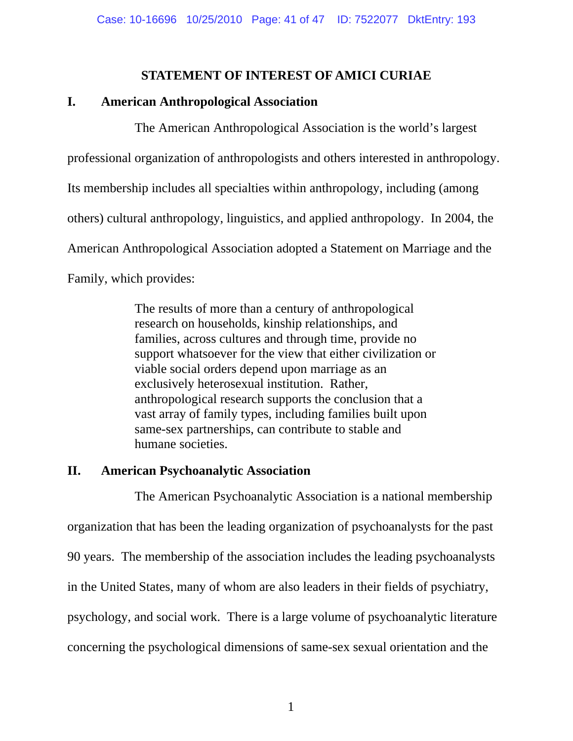## STATEMENT OF INTEREST OF AMICI CURIAE

### I. American Anthropological Association

The American Anthropological Association is the world's largest professional organization of anthropologists and others interested in anthropology. Its membership includes all specialties within anthropology, including (among others) cultural anthropology, linguistics, and applied anthropology. In 2004, the American Anthropological Association adopted a Statement on Marriage and the Family, which provides:

> The results of more than a century of anthropological research on households, kinship relationships, and families, across cultures and through time, provide no support whatsoever for the view that either civilization or viable social orders depend upon marriage as an exclusively heterosexual institution. Rather, anthropological research supports the conclusion that a vast array of family types, including families built upon same-sex partnerships, can contribute to stable and humane societies.

### II. American Psychoanalytic Association

The American Psychoanalytic Association is a national membership organization that has been the leading organization of psychoanalysts for the past 90 years. The membership of the association includes the leading psychoanalysts in the United States, many of whom are also leaders in their fields of psychiatry, psychology, and social work. There is a large volume of psychoanalytic literature concerning the psychological dimensions of same-sex sexual orientation and the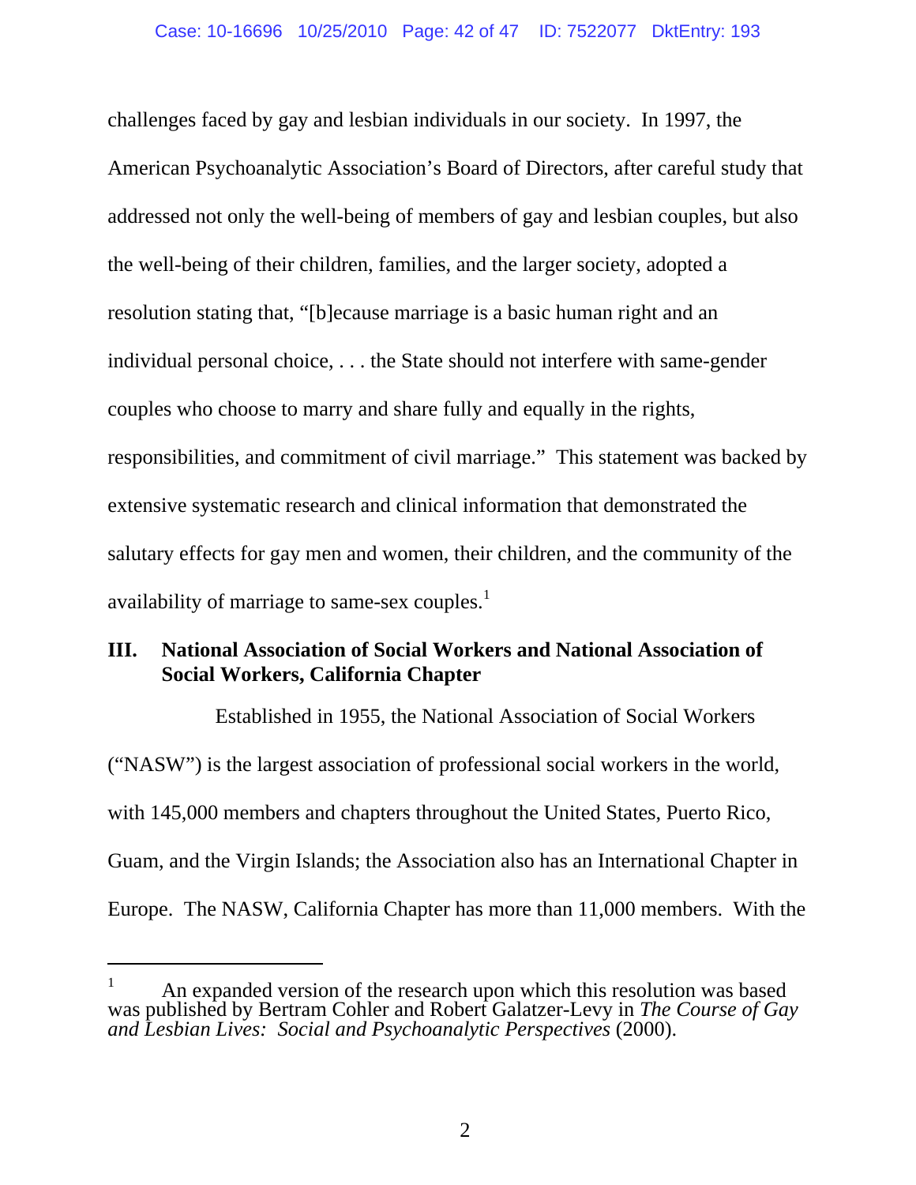challenges faced by gay and lesbian individuals in our society. In 1997, the American Psychoanalytic Association's Board of Directors, after careful study that addressed not only the well-being of members of gay and lesbian couples, but also the well-being of their children, families, and the larger society, adopted a resolution stating that, "[b]ecause marriage is a basic human right and an individual personal choice, . . . the State should not interfere with same-gender couples who choose to marry and share fully and equally in the rights, responsibilities, and commitment of civil marriage." This statement was backed by extensive systematic research and clinical information that demonstrated the salutary effects for gay men and women, their children, and the community of the availability of marriage to same-sex couples.[1]

## III. National Association of Social Workers and National Association of Social Workers, California Chapter

Established in 1955, the National Association of Social Workers ("NASW") is the largest association of professional social workers in the world, with 145,000 members and chapters throughout the United States, Puerto Rico, Guam, and the Virgin Islands; the Association also has an International Chapter in Europe. The NASW, California Chapter has more than 11,000 members. With the

---

[1] An expanded version of the research upon which this resolution was based was published by Bertram Cohler and Robert Galatzer-Levy in *The Course of Gay and Lesbian Lives: Social and Psychoanalytic Perspectives* (2000).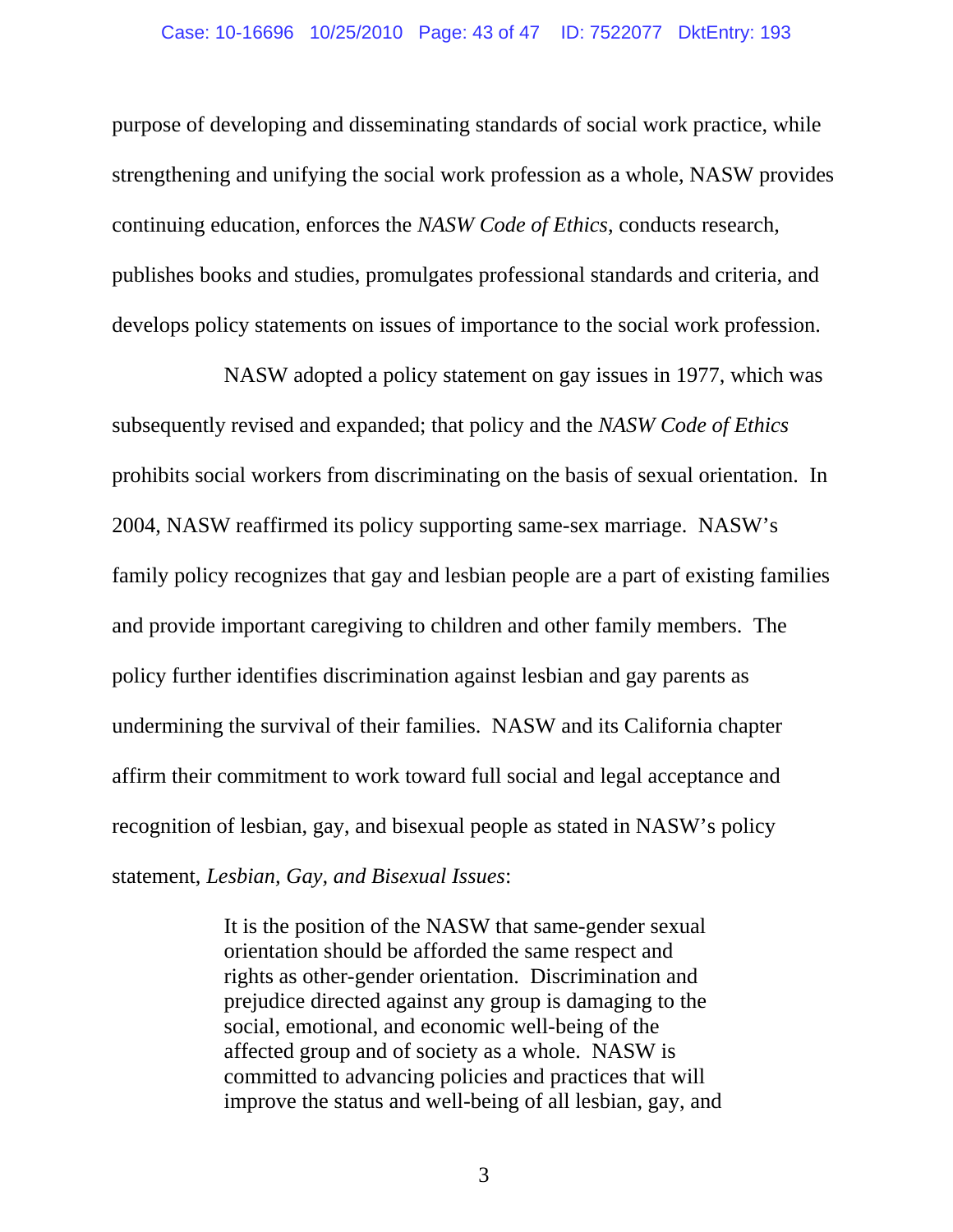purpose of developing and disseminating standards of social work practice, while strengthening and unifying the social work profession as a whole, NASW provides continuing education, enforces the *NASW Code of Ethics*, conducts research, publishes books and studies, promulgates professional standards and criteria, and develops policy statements on issues of importance to the social work profession.

NASW adopted a policy statement on gay issues in 1977, which was subsequently revised and expanded; that policy and the *NASW Code of Ethics* prohibits social workers from discriminating on the basis of sexual orientation. In 2004, NASW reaffirmed its policy supporting same-sex marriage. NASW's family policy recognizes that gay and lesbian people are a part of existing families and provide important caregiving to children and other family members. The policy further identifies discrimination against lesbian and gay parents as undermining the survival of their families. NASW and its California chapter affirm their commitment to work toward full social and legal acceptance and recognition of lesbian, gay, and bisexual people as stated in NASW's policy statement, *Lesbian, Gay, and Bisexual Issues*:

> It is the position of the NASW that same-gender sexual orientation should be afforded the same respect and rights as other-gender orientation. Discrimination and prejudice directed against any group is damaging to the social, emotional, and economic well-being of the affected group and of society as a whole. NASW is committed to advancing policies and practices that will improve the status and well-being of all lesbian, gay, and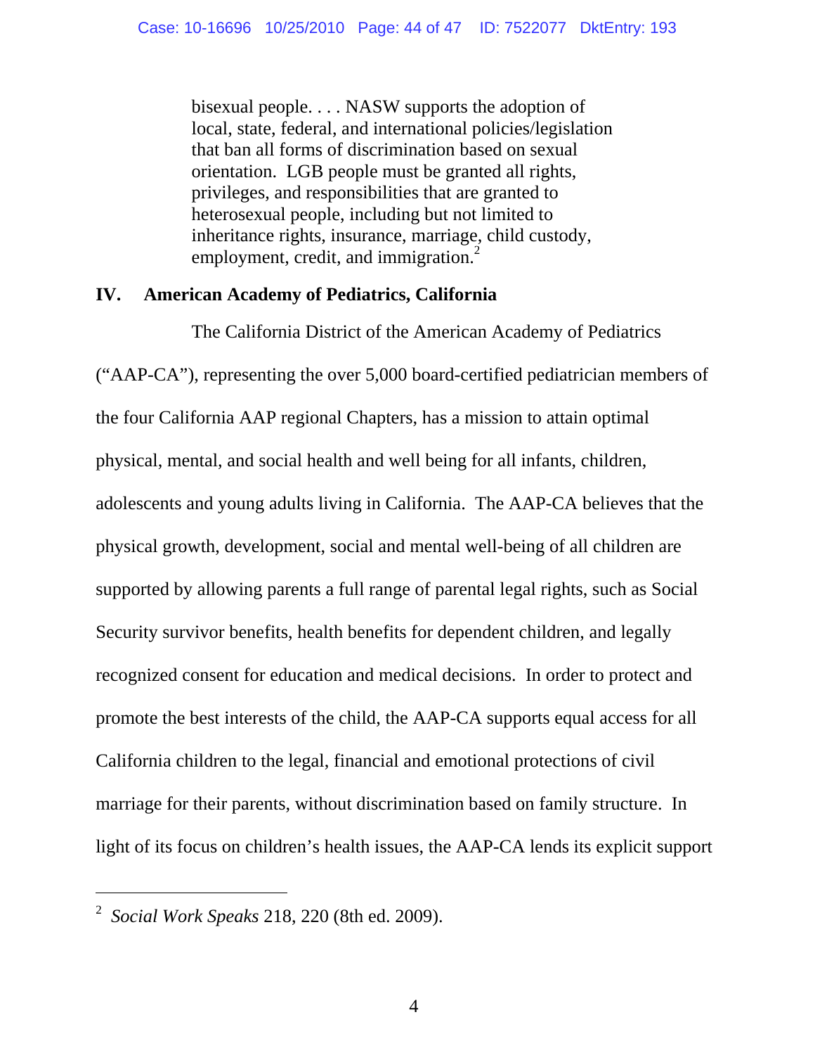> bisexual people. . . . NASW supports the adoption of local, state, federal, and international policies/legislation that ban all forms of discrimination based on sexual orientation. LGB people must be granted all rights, privileges, and responsibilities that are granted to heterosexual people, including but not limited to inheritance rights, insurance, marriage, child custody, employment, credit, and immigration.[2]

## IV. American Academy of Pediatrics, California

The California District of the American Academy of Pediatrics ("AAP-CA"), representing the over 5,000 board-certified pediatrician members of the four California AAP regional Chapters, has a mission to attain optimal physical, mental, and social health and well being for all infants, children, adolescents and young adults living in California. The AAP-CA believes that the physical growth, development, social and mental well-being of all children are supported by allowing parents a full range of parental legal rights, such as Social Security survivor benefits, health benefits for dependent children, and legally recognized consent for education and medical decisions. In order to protect and promote the best interests of the child, the AAP-CA supports equal access for all California children to the legal, financial and emotional protections of civil marriage for their parents, without discrimination based on family structure. In light of its focus on children's health issues, the AAP-CA lends its explicit support

---

[2] *Social Work Speaks* 218, 220 (8th ed. 2009).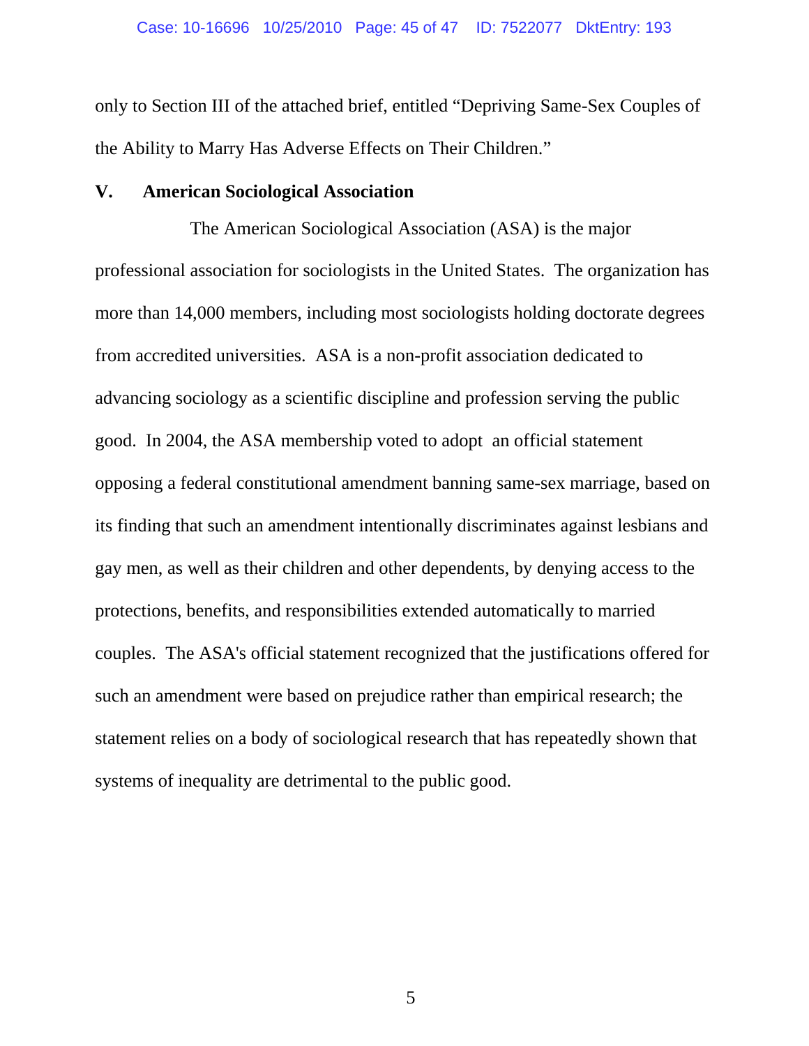only to Section III of the attached brief, entitled "Depriving Same-Sex Couples of the Ability to Marry Has Adverse Effects on Their Children."

## V. American Sociological Association

The American Sociological Association (ASA) is the major professional association for sociologists in the United States. The organization has more than 14,000 members, including most sociologists holding doctorate degrees from accredited universities. ASA is a non-profit association dedicated to advancing sociology as a scientific discipline and profession serving the public good. In 2004, the ASA membership voted to adopt an official statement opposing a federal constitutional amendment banning same-sex marriage, based on its finding that such an amendment intentionally discriminates against lesbians and gay men, as well as their children and other dependents, by denying access to the protections, benefits, and responsibilities extended automatically to married couples. The ASA's official statement recognized that the justifications offered for such an amendment were based on prejudice rather than empirical research; the statement relies on a body of sociological research that has repeatedly shown that systems of inequality are detrimental to the public good.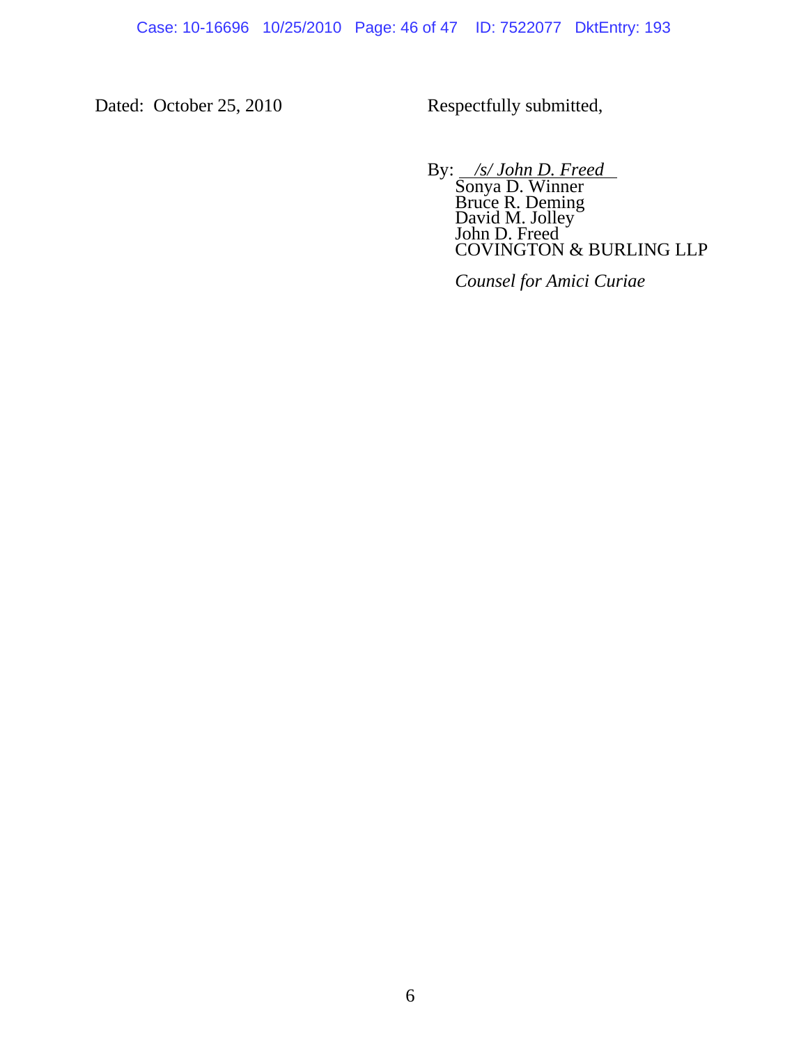Dated: October 25, 2010

Respectfully submitted,

By: *<u>/s/ John D. Freed</u>*
Sonya D. Winner
Bruce R. Deming
David M. Jolley
John D. Freed
COVINGTON & BURLING LLP

*Counsel for Amici Curiae*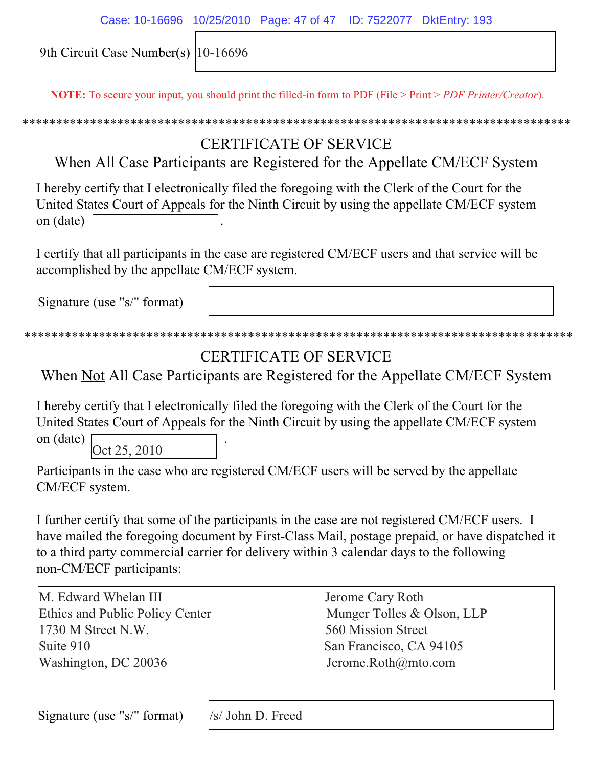9th Circuit Case Number(s) 10-16696

**NOTE:** To secure your input, you should print the filled-in form to PDF (File > Print > *PDF Printer/Creator*).

*********************************************************************************

## CERTIFICATE OF SERVICE
## When All Case Participants are Registered for the Appellate CM/ECF System

I hereby certify that I electronically filed the foregoing with the Clerk of the Court for the United States Court of Appeals for the Ninth Circuit by using the appellate CM/ECF system on (date) ____________.

I certify that all participants in the case are registered CM/ECF users and that service will be accomplished by the appellate CM/ECF system.

Signature (use "s/" format) ____________

*********************************************************************************

## CERTIFICATE OF SERVICE
## When Not All Case Participants are Registered for the Appellate CM/ECF System

I hereby certify that I electronically filed the foregoing with the Clerk of the Court for the United States Court of Appeals for the Ninth Circuit by using the appellate CM/ECF system on (date) Oct 25, 2010.

Participants in the case who are registered CM/ECF users will be served by the appellate CM/ECF system.

I further certify that some of the participants in the case are not registered CM/ECF users. I have mailed the foregoing document by First-Class Mail, postage prepaid, or have dispatched it to a third party commercial carrier for delivery within 3 calendar days to the following non-CM/ECF participants:

M. Edward Whelan III
Ethics and Public Policy Center
1730 M Street N.W.
Suite 910
Washington, DC 20036

Jerome Cary Roth
Munger Tolles & Olson, LLP
560 Mission Street
San Francisco, CA 94105
Jerome.Roth@mto.com

Signature (use "s/" format) /s/ John D. Freed